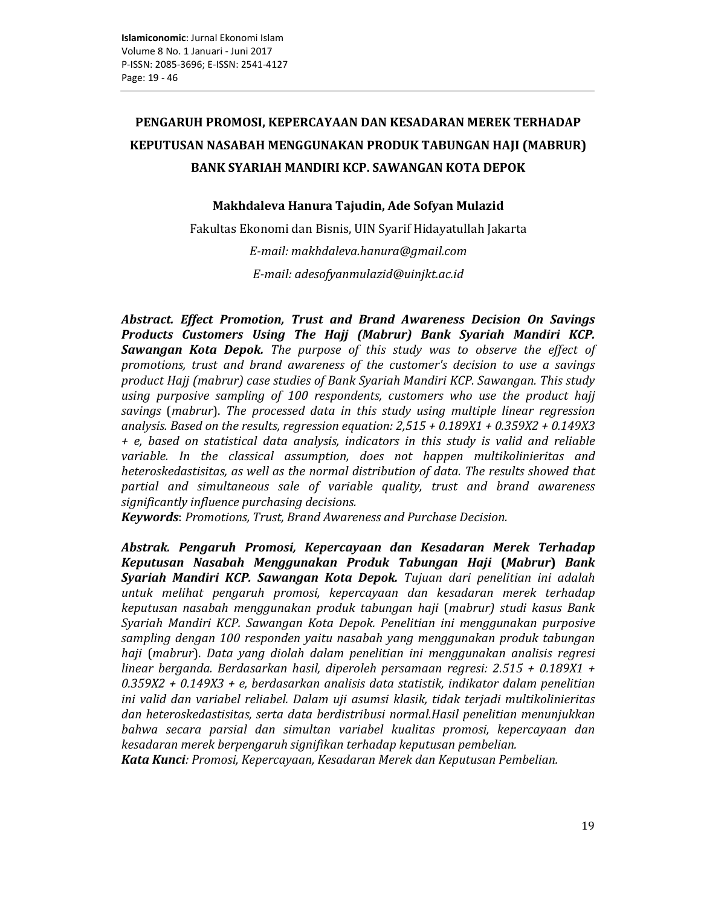# PENGARUH PROMOSI, KEPERCAYAAN DAN KESADARAN MEREK TERHADAP KEPUTUSAN NASABAH MENGGUNAKAN PRODUK TABUNGAN HAJI (MABRUR) BANK SYARIAH MANDIRI KCP. SAWANGAN KOTA DEPOK

**Makhdaleva Hanura Tajudin, Ade Sofyan Mulazid**

Fakultas Ekonomi dan Bisnis, UIN Syarif Hidayatullah Jakarta

*E-mail: makhdaleva.hanura@gmail.com*

*E-mail: adesofyanmulazid@uinjkt.ac.id*

***Abstract. Effect Promotion, Trust and Brand Awareness Decision On Savings Products Customers Using The Hajj (Mabrur) Bank Syariah Mandiri KCP. Sawangan Kota Depok.*** *The purpose of this study was to observe the effect of promotions, trust and brand awareness of the customer's decision to use a savings product Hajj (mabrur) case studies of Bank Syariah Mandiri KCP. Sawangan. This study using purposive sampling of 100 respondents, customers who use the product hajj savings* (*mabrur*). *The processed data in this study using multiple linear regression analysis. Based on the results, regression equation: 2,515 + 0.189X1 + 0.359X2 + 0.149X3 + e, based on statistical data analysis, indicators in this study is valid and reliable variable. In the classical assumption, does not happen multikolinieritas and heteroskedastisitas, as well as the normal distribution of data. The results showed that partial and simultaneous sale of variable quality, trust and brand awareness significantly influence purchasing decisions.*

***Keywords***: *Promotions, Trust, Brand Awareness and Purchase Decision.*

***Abstrak. Pengaruh Promosi, Kepercayaan dan Kesadaran Merek Terhadap Keputusan Nasabah Menggunakan Produk Tabungan Haji*** **(*Mabrur*)** ***Bank Syariah Mandiri KCP. Sawangan Kota Depok.*** *Tujuan dari penelitian ini adalah untuk melihat pengaruh promosi, kepercayaan dan kesadaran merek terhadap keputusan nasabah menggunakan produk tabungan haji* (*mabrur) studi kasus Bank Syariah Mandiri KCP. Sawangan Kota Depok. Penelitian ini menggunakan purposive sampling dengan 100 responden yaitu nasabah yang menggunakan produk tabungan haji* (*mabrur*). *Data yang diolah dalam penelitian ini menggunakan analisis regresi linear berganda. Berdasarkan hasil, diperoleh persamaan regresi: 2.515 + 0.189X1 + 0.359X2 + 0.149X3 + e, berdasarkan analisis data statistik, indikator dalam penelitian ini valid dan variabel reliabel. Dalam uji asumsi klasik, tidak terjadi multikolinieritas dan heteroskedastisitas, serta data berdistribusi normal.Hasil penelitian menunjukkan bahwa secara parsial dan simultan variabel kualitas promosi, kepercayaan dan kesadaran merek berpengaruh signifikan terhadap keputusan pembelian.*

***Kata Kunci****: Promosi, Kepercayaan, Kesadaran Merek dan Keputusan Pembelian.*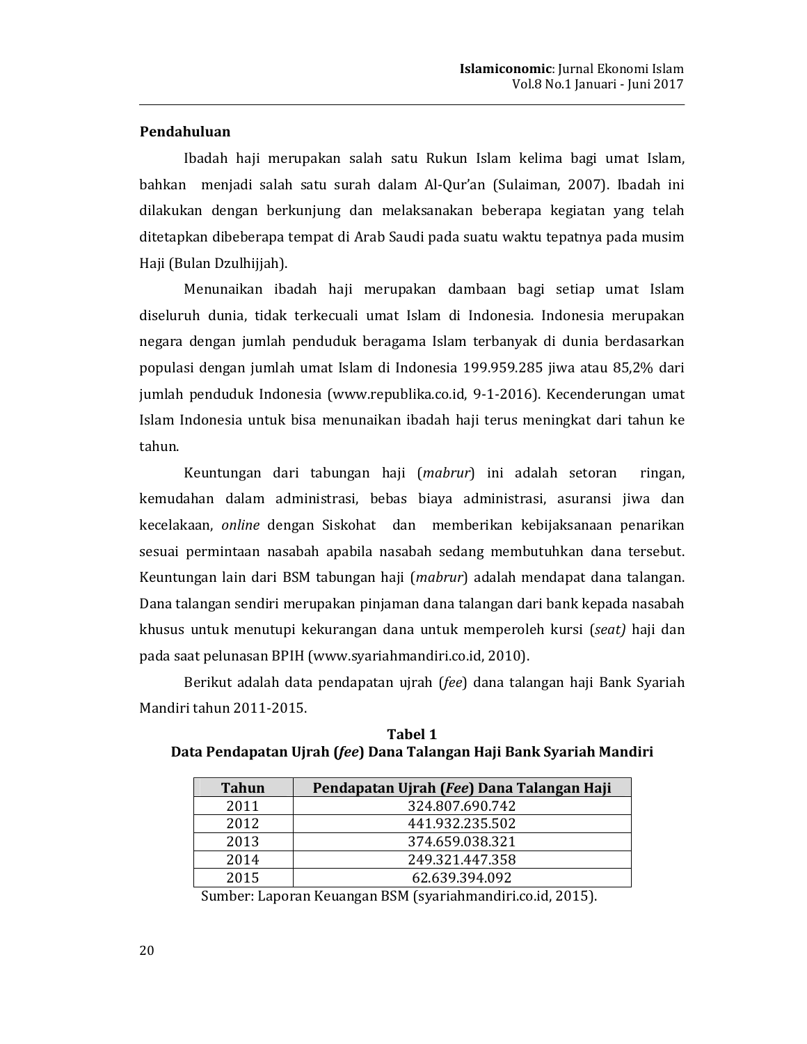## Pendahuluan

Ibadah haji merupakan salah satu Rukun Islam kelima bagi umat Islam, bahkan menjadi salah satu surah dalam Al-Qur'an (Sulaiman, 2007). Ibadah ini dilakukan dengan berkunjung dan melaksanakan beberapa kegiatan yang telah ditetapkan dibeberapa tempat di Arab Saudi pada suatu waktu tepatnya pada musim Haji (Bulan Dzulhijjah).

Menunaikan ibadah haji merupakan dambaan bagi setiap umat Islam diseluruh dunia, tidak terkecuali umat Islam di Indonesia. Indonesia merupakan negara dengan jumlah penduduk beragama Islam terbanyak di dunia berdasarkan populasi dengan jumlah umat Islam di Indonesia 199.959.285 jiwa atau 85,2% dari jumlah penduduk Indonesia (www.republika.co.id, 9-1-2016). Kecenderungan umat Islam Indonesia untuk bisa menunaikan ibadah haji terus meningkat dari tahun ke tahun.

Keuntungan dari tabungan haji (*mabrur*) ini adalah setoran ringan, kemudahan dalam administrasi, bebas biaya administrasi, asuransi jiwa dan kecelakaan, *online* dengan Siskohat dan memberikan kebijaksanaan penarikan sesuai permintaan nasabah apabila nasabah sedang membutuhkan dana tersebut. Keuntungan lain dari BSM tabungan haji (*mabrur*) adalah mendapat dana talangan. Dana talangan sendiri merupakan pinjaman dana talangan dari bank kepada nasabah khusus untuk menutupi kekurangan dana untuk memperoleh kursi (*seat)* haji dan pada saat pelunasan BPIH (www.syariahmandiri.co.id, 2010).

Berikut adalah data pendapatan ujrah (*fee*) dana talangan haji Bank Syariah Mandiri tahun 2011-2015.

**Tabel 1**
**Data Pendapatan Ujrah (*fee*) Dana Talangan Haji Bank Syariah Mandiri**

| Tahun | Pendapatan Ujrah (*Fee*) Dana Talangan Haji |
|---|---|
| 2011 | 324.807.690.742 |
| 2012 | 441.932.235.502 |
| 2013 | 374.659.038.321 |
| 2014 | 249.321.447.358 |
| 2015 | 62.639.394.092 |

Sumber: Laporan Keuangan BSM (syariahmandiri.co.id, 2015).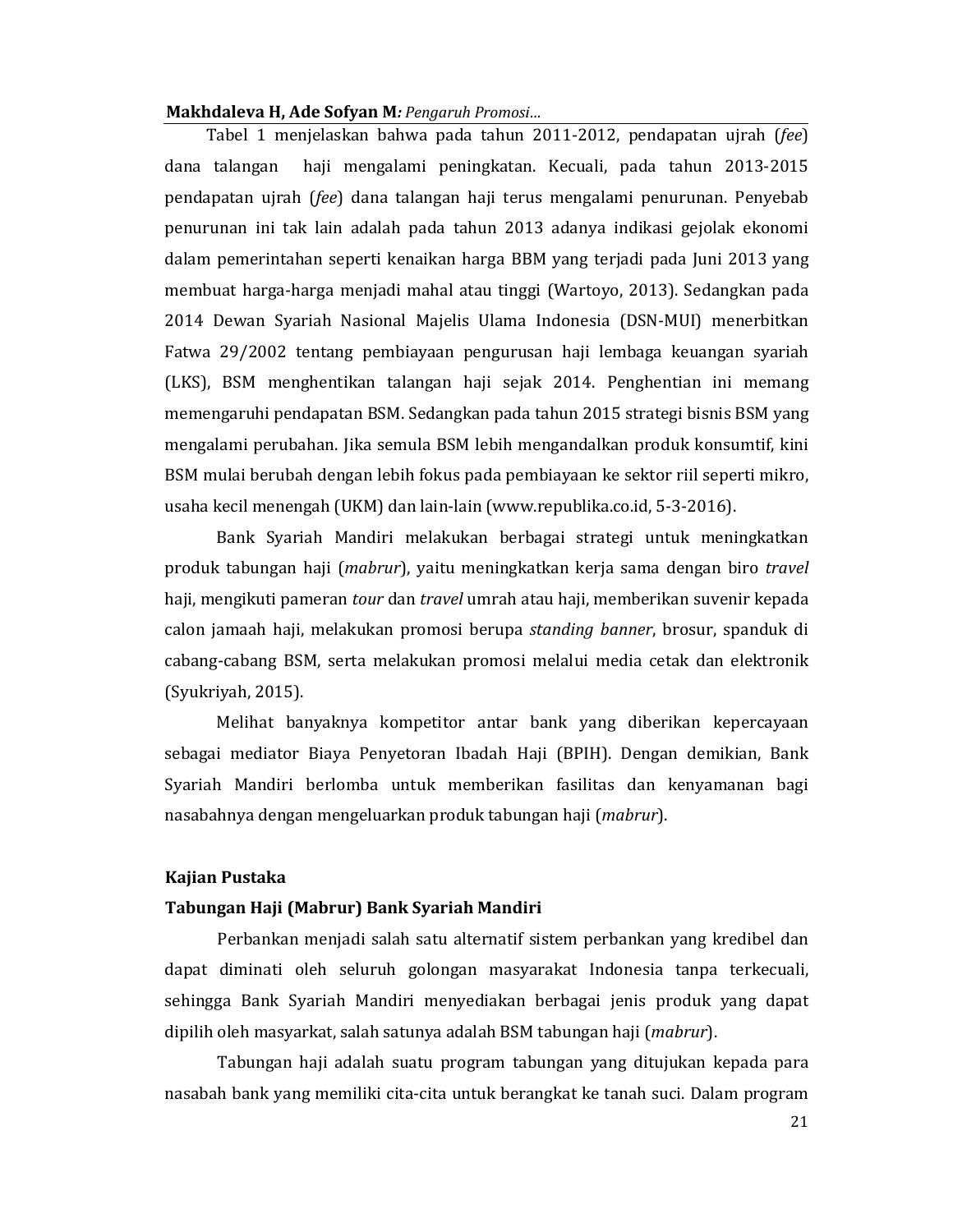Tabel 1 menjelaskan bahwa pada tahun 2011-2012, pendapatan ujrah (*fee*) dana talangan haji mengalami peningkatan. Kecuali, pada tahun 2013-2015 pendapatan ujrah (*fee*) dana talangan haji terus mengalami penurunan. Penyebab penurunan ini tak lain adalah pada tahun 2013 adanya indikasi gejolak ekonomi dalam pemerintahan seperti kenaikan harga BBM yang terjadi pada Juni 2013 yang membuat harga-harga menjadi mahal atau tinggi (Wartoyo, 2013). Sedangkan pada 2014 Dewan Syariah Nasional Majelis Ulama Indonesia (DSN-MUI) menerbitkan Fatwa 29/2002 tentang pembiayaan pengurusan haji lembaga keuangan syariah (LKS), BSM menghentikan talangan haji sejak 2014. Penghentian ini memang memengaruhi pendapatan BSM. Sedangkan pada tahun 2015 strategi bisnis BSM yang mengalami perubahan. Jika semula BSM lebih mengandalkan produk konsumtif, kini BSM mulai berubah dengan lebih fokus pada pembiayaan ke sektor riil seperti mikro, usaha kecil menengah (UKM) dan lain-lain (www.republika.co.id, 5-3-2016).

Bank Syariah Mandiri melakukan berbagai strategi untuk meningkatkan produk tabungan haji (*mabrur*), yaitu meningkatkan kerja sama dengan biro *travel* haji, mengikuti pameran *tour* dan *travel* umrah atau haji, memberikan suvenir kepada calon jamaah haji, melakukan promosi berupa *standing banner*, brosur, spanduk di cabang-cabang BSM, serta melakukan promosi melalui media cetak dan elektronik (Syukriyah, 2015).

Melihat banyaknya kompetitor antar bank yang diberikan kepercayaan sebagai mediator Biaya Penyetoran Ibadah Haji (BPIH). Dengan demikian, Bank Syariah Mandiri berlomba untuk memberikan fasilitas dan kenyamanan bagi nasabahnya dengan mengeluarkan produk tabungan haji (*mabrur*).

## Kajian Pustaka

### Tabungan Haji (Mabrur) Bank Syariah Mandiri

Perbankan menjadi salah satu alternatif sistem perbankan yang kredibel dan dapat diminati oleh seluruh golongan masyarakat Indonesia tanpa terkecuali, sehingga Bank Syariah Mandiri menyediakan berbagai jenis produk yang dapat dipilih oleh masyarakat, salah satunya adalah BSM tabungan haji (*mabrur*).

Tabungan haji adalah suatu program tabungan yang ditujukan kepada para nasabah bank yang memiliki cita-cita untuk berangkat ke tanah suci. Dalam program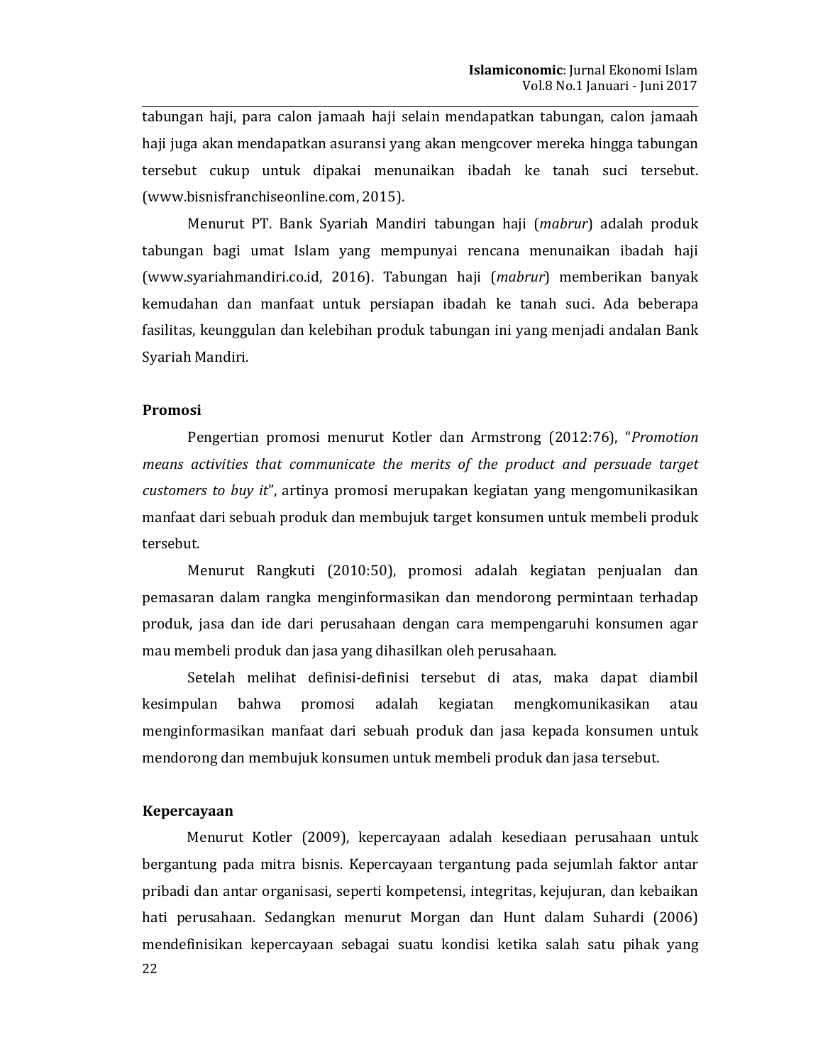tabungan haji, para calon jamaah haji selain mendapatkan tabungan, calon jamaah haji juga akan mendapatkan asuransi yang akan mengcover mereka hingga tabungan tersebut cukup untuk dipakai menunaikan ibadah ke tanah suci tersebut. (www.bisnisfranchiseonline.com, 2015).

Menurut PT. Bank Syariah Mandiri tabungan haji (*mabrur*) adalah produk tabungan bagi umat Islam yang mempunyai rencana menunaikan ibadah haji (www.syariahmandiri.co.id, 2016). Tabungan haji (*mabrur*) memberikan banyak kemudahan dan manfaat untuk persiapan ibadah ke tanah suci. Ada beberapa fasilitas, keunggulan dan kelebihan produk tabungan ini yang menjadi andalan Bank Syariah Mandiri.

**Promosi**

Pengertian promosi menurut Kotler dan Armstrong (2012:76), "*Promotion means activities that communicate the merits of the product and persuade target customers to buy it*", artinya promosi merupakan kegiatan yang mengomunikasikan manfaat dari sebuah produk dan membujuk target konsumen untuk membeli produk tersebut.

Menurut Rangkuti (2010:50), promosi adalah kegiatan penjualan dan pemasaran dalam rangka menginformasikan dan mendorong permintaan terhadap produk, jasa dan ide dari perusahaan dengan cara mempengaruhi konsumen agar mau membeli produk dan jasa yang dihasilkan oleh perusahaan.

Setelah melihat definisi-definisi tersebut di atas, maka dapat diambil kesimpulan bahwa promosi adalah kegiatan mengkomunikasikan atau menginformasikan manfaat dari sebuah produk dan jasa kepada konsumen untuk mendorong dan membujuk konsumen untuk membeli produk dan jasa tersebut.

**Kepercayaan**

Menurut Kotler (2009), kepercayaan adalah kesediaan perusahaan untuk bergantung pada mitra bisnis. Kepercayaan tergantung pada sejumlah faktor antar pribadi dan antar organisasi, seperti kompetensi, integritas, kejujuran, dan kebaikan hati perusahaan. Sedangkan menurut Morgan dan Hunt dalam Suhardi (2006) mendefinisikan kepercayaan sebagai suatu kondisi ketika salah satu pihak yang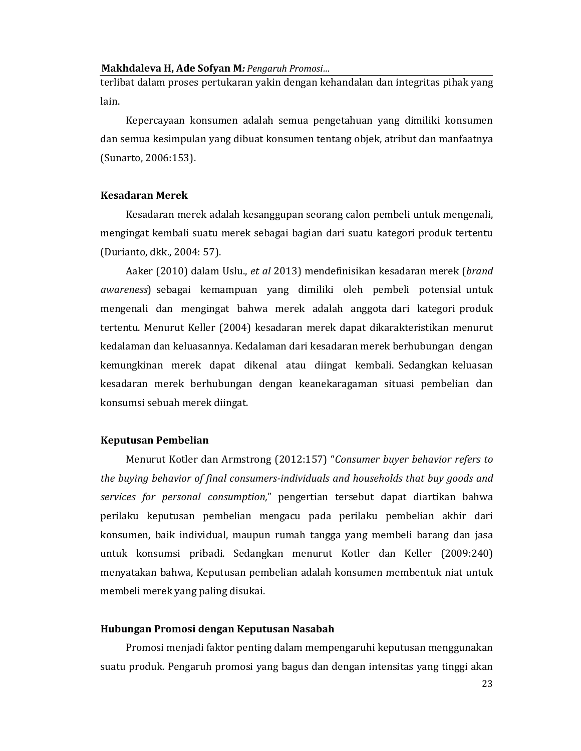terlibat dalam proses pertukaran yakin dengan kehandalan dan integritas pihak yang lain.

Kepercayaan konsumen adalah semua pengetahuan yang dimiliki konsumen dan semua kesimpulan yang dibuat konsumen tentang objek, atribut dan manfaatnya (Sunarto, 2006:153).

**Kesadaran Merek**

Kesadaran merek adalah kesanggupan seorang calon pembeli untuk mengenali, mengingat kembali suatu merek sebagai bagian dari suatu kategori produk tertentu (Durianto, dkk., 2004: 57).

Aaker (2010) dalam Uslu., *et al* 2013) mendefinisikan kesadaran merek (*brand awareness*) sebagai kemampuan yang dimiliki oleh pembeli potensial untuk mengenali dan mengingat bahwa merek adalah anggota dari kategori produk tertentu. Menurut Keller (2004) kesadaran merek dapat dikarakteristikan menurut kedalaman dan keluasannya. Kedalaman dari kesadaran merek berhubungan dengan kemungkinan merek dapat dikenal atau diingat kembali. Sedangkan keluasan kesadaran merek berhubungan dengan keanekaragaman situasi pembelian dan konsumsi sebuah merek diingat.

**Keputusan Pembelian**

Menurut Kotler dan Armstrong (2012:157) "*Consumer buyer behavior refers to the buying behavior of final consumers-individuals and households that buy goods and services for personal consumption,*" pengertian tersebut dapat diartikan bahwa perilaku keputusan pembelian mengacu pada perilaku pembelian akhir dari konsumen, baik individual, maupun rumah tangga yang membeli barang dan jasa untuk konsumsi pribadi. Sedangkan menurut Kotler dan Keller (2009:240) menyatakan bahwa, Keputusan pembelian adalah konsumen membentuk niat untuk membeli merek yang paling disukai.

**Hubungan Promosi dengan Keputusan Nasabah**

Promosi menjadi faktor penting dalam mempengaruhi keputusan menggunakan suatu produk. Pengaruh promosi yang bagus dan dengan intensitas yang tinggi akan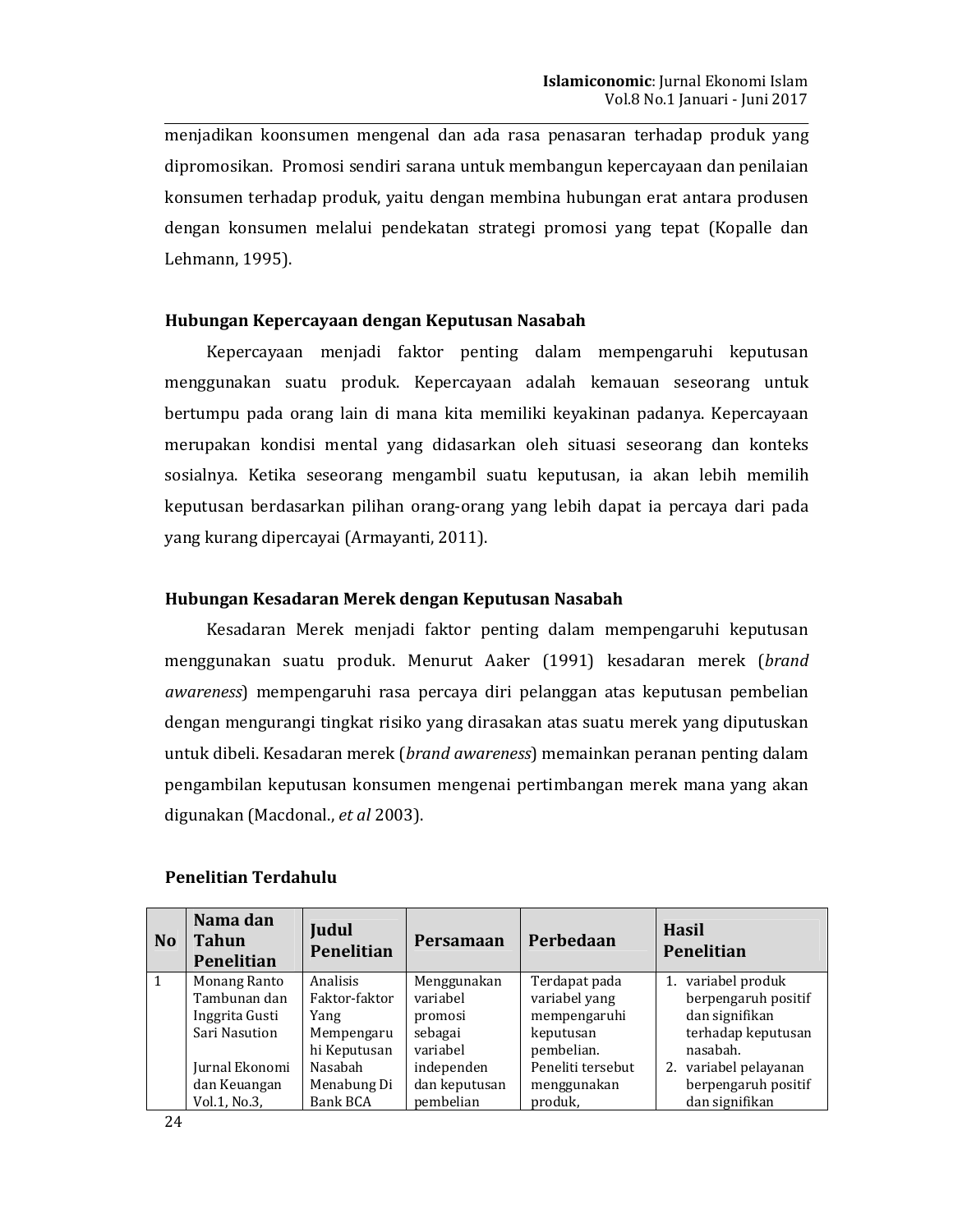menjadikan koonsumen mengenal dan ada rasa penasaran terhadap produk yang dipromosikan. Promosi sendiri sarana untuk membangun kepercayaan dan penilaian konsumen terhadap produk, yaitu dengan membina hubungan erat antara produsen dengan konsumen melalui pendekatan strategi promosi yang tepat (Kopalle dan Lehmann, 1995).

### Hubungan Kepercayaan dengan Keputusan Nasabah

Kepercayaan menjadi faktor penting dalam mempengaruhi keputusan menggunakan suatu produk. Kepercayaan adalah kemauan seseorang untuk bertumpu pada orang lain di mana kita memiliki keyakinan padanya. Kepercayaan merupakan kondisi mental yang didasarkan oleh situasi seseorang dan konteks sosialnya. Ketika seseorang mengambil suatu keputusan, ia akan lebih memilih keputusan berdasarkan pilihan orang-orang yang lebih dapat ia percaya dari pada yang kurang dipercayai (Armayanti, 2011).

### Hubungan Kesadaran Merek dengan Keputusan Nasabah

Kesadaran Merek menjadi faktor penting dalam mempengaruhi keputusan menggunakan suatu produk. Menurut Aaker (1991) kesadaran merek (*brand awareness*) mempengaruhi rasa percaya diri pelanggan atas keputusan pembelian dengan mengurangi tingkat risiko yang dirasakan atas suatu merek yang diputuskan untuk dibeli. Kesadaran merek (*brand awareness*) memainkan peranan penting dalam pengambilan keputusan konsumen mengenai pertimbangan merek mana yang akan digunakan (Macdonal., *et al* 2003).

### Penelitian Terdahulu

| No | Nama dan Tahun Penelitian | Judul Penelitian | Persamaan | Perbedaan | Hasil Penelitian |
|---|---|---|---|---|---|
| 1 | Monang Ranto Tambunan dan Inggrita Gusti Sari Nasution<br><br>Jurnal Ekonomi dan Keuangan Vol.1, No.3, | Analisis Faktor-faktor Yang Mempengaruhi Keputusan Nasabah Menabung Di Bank BCA | Menggunakan variabel promosi sebagai variabel independen dan keputusan pembelian | Terdapat pada variabel yang mempengaruhi keputusan pembelian. Peneliti tersebut menggunakan produk, | 1. variabel produk berpengaruh positif dan signifikan terhadap keputusan nasabah.<br>2. variabel pelayanan berpengaruh positif dan signifikan |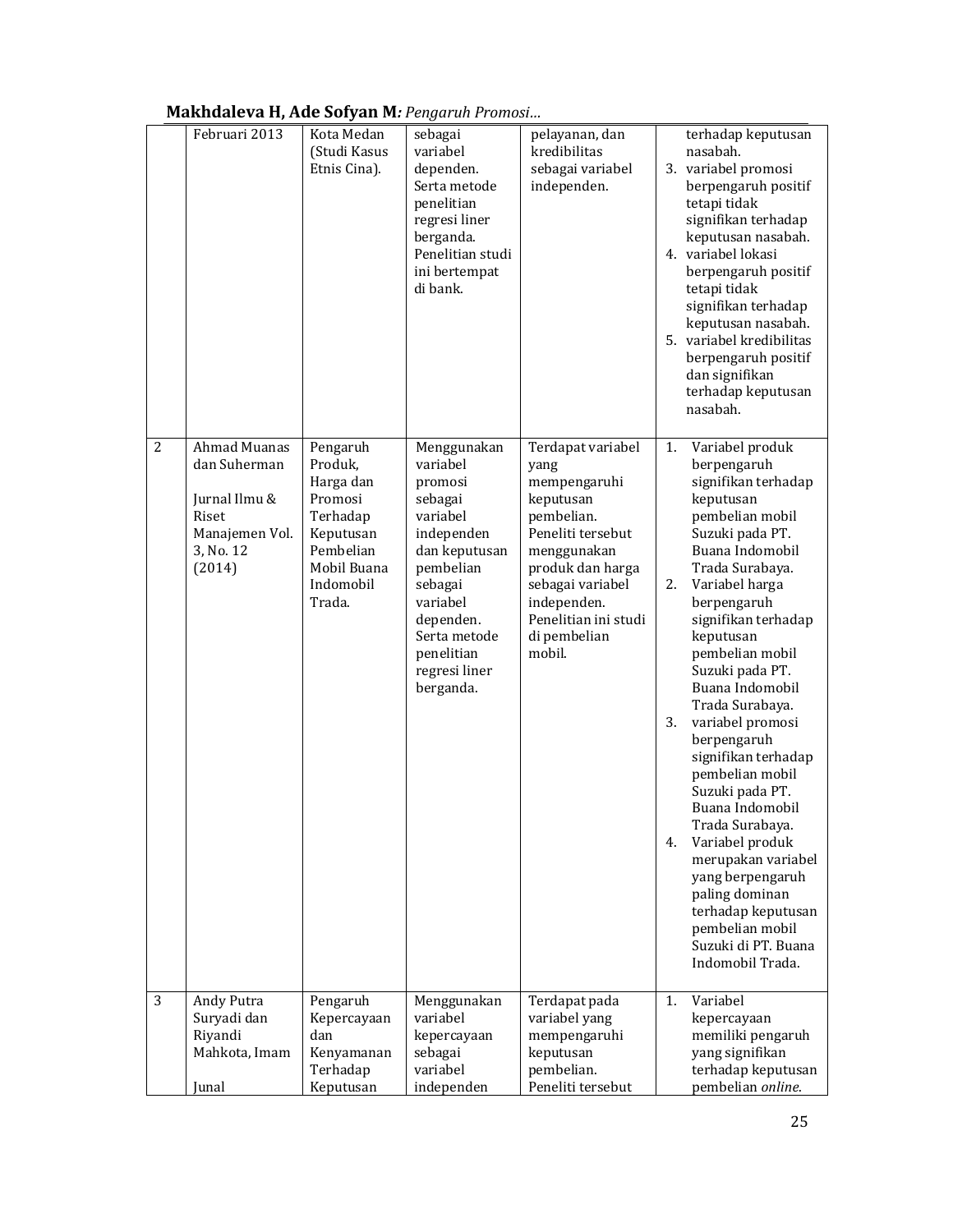| | Februari 2013 | Kota Medan (Studi Kasus Etnis Cina). | sebagai variabel dependen. Serta metode penelitian regresi liner berganda. Penelitian studi ini bertempat di bank. | pelayanan, dan kredibilitas sebagai variabel independen. | terhadap keputusan nasabah.<br>3. variabel promosi berpengaruh positif tetapi tidak signifikan terhadap keputusan nasabah.<br>4. variabel lokasi berpengaruh positif tetapi tidak signifikan terhadap keputusan nasabah.<br>5. variabel kredibilitas berpengaruh positif dan signifikan terhadap keputusan nasabah. |
|---|---|---|---|---|---|
| 2 | Ahmad Muanas dan Suherman<br><br>Jurnal Ilmu & Riset Manajemen Vol. 3, No. 12 (2014) | Pengaruh Produk, Harga dan Promosi Terhadap Keputusan Pembelian Mobil Buana Indomobil Trada. | Menggunakan variabel promosi sebagai variabel independen dan keputusan pembelian sebagai variabel dependen. Serta metode penelitian regresi liner berganda. | Terdapat variabel yang mempengaruhi keputusan pembelian. Peneliti tersebut menggunakan produk dan harga sebagai variabel independen. Penelitian ini studi di pembelian mobil. | 1. Variabel produk berpengaruh signifikan terhadap keputusan pembelian mobil Suzuki pada PT. Buana Indomobil Trada Surabaya.<br>2. Variabel harga berpengaruh signifikan terhadap keputusan pembelian mobil Suzuki pada PT. Buana Indomobil Trada Surabaya.<br>3. variabel promosi berpengaruh signifikan terhadap pembelian mobil Suzuki pada PT. Buana Indomobil Trada Surabaya.<br>4. Variabel produk merupakan variabel yang berpengaruh paling dominan terhadap keputusan pembelian mobil Suzuki di PT. Buana Indomobil Trada. |
| 3 | Andy Putra Suryadi dan Riyandi Mahkota, Imam<br><br>Junal | Pengaruh Kepercayaan dan Kenyamanan Terhadap Keputusan | Menggunakan variabel kepercayaan sebagai variabel independen | Terdapat pada variabel yang mempengaruhi keputusan pembelian. Peneliti tersebut | 1. Variabel kepercayaan memiliki pengaruh yang signifikan terhadap keputusan pembelian *online*. |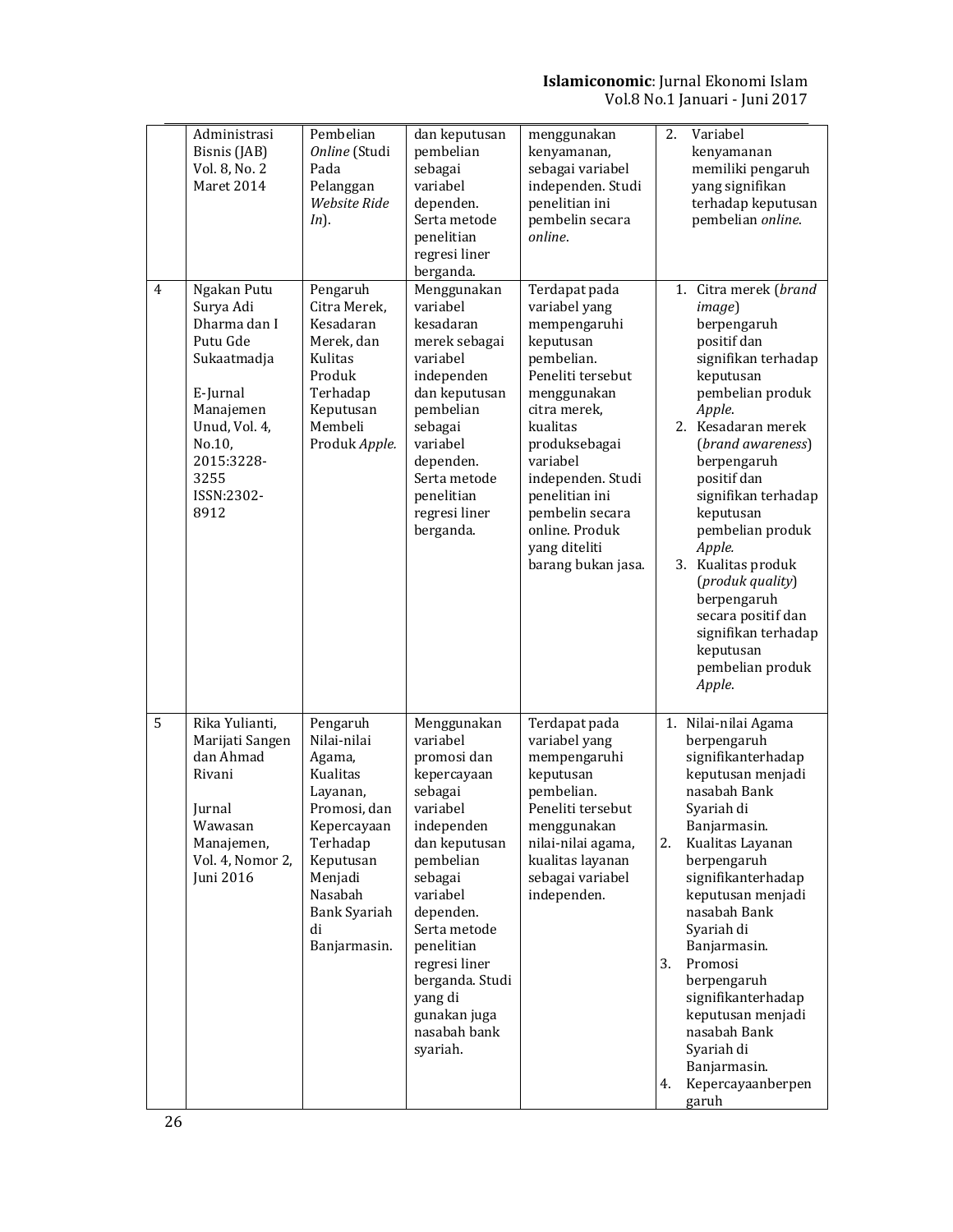| | Administrasi Bisnis (JAB) Vol. 8, No. 2 Maret 2014 | Pembelian *Online* (Studi Pada Pelanggan *Website Ride In*). | dan keputusan pembelian sebagai variabel dependen. Serta metode penelitian regresi liner berganda. | menggunakan kenyamanan, sebagai variabel independen. Studi penelitian ini pembelin secara *online*. | 2. Variabel kenyamanan memiliki pengaruh yang signifikan terhadap keputusan pembelian *online*. |
|---|---|---|---|---|---|
| 4 | Ngakan Putu Surya Adi Dharma dan I Putu Gde Sukaatmadja<br><br>E-Jurnal Manajemen Unud, Vol. 4, No.10, 2015:3228-3255 ISSN:2302-8912 | Pengaruh Citra Merek, Kesadaran Merek, dan Kulitas Produk Terhadap Keputusan Membeli Produk *Apple.* | Menggunakan variabel kesadaran merek sebagai variabel independen dan keputusan pembelian sebagai variabel dependen. Serta metode penelitian regresi liner berganda. | Terdapat pada variabel yang mempengaruhi keputusan pembelian. Peneliti tersebut menggunakan citra merek, kualitas produksebagai variabel independen. Studi penelitian ini pembelin secara online. Produk yang diteliti barang bukan jasa. | 1. Citra merek (*brand image*) berpengaruh positif dan signifikan terhadap keputusan pembelian produk *Apple*.<br>2. Kesadaran merek (*brand awareness*) berpengaruh positif dan signifikan terhadap keputusan pembelian produk *Apple.*<br>3. Kualitas produk (*produk quality*) berpengaruh secara positif dan signifikan terhadap keputusan pembelian produk *Apple.* |
| 5 | Rika Yulianti, Marijati Sangen dan Ahmad Rivani<br><br>Jurnal Wawasan Manajemen, Vol. 4, Nomor 2, Juni 2016 | Pengaruh Nilai-nilai Agama, Kualitas Layanan, Promosi, dan Kepercayaan Terhadap Keputusan Menjadi Nasabah Bank Syariah di Banjarmasin. | Menggunakan variabel promosi dan kepercayaan sebagai variabel independen dan keputusan pembelian sebagai variabel dependen. Serta metode penelitian regresi liner berganda. Studi yang di gunakan juga nasabah bank syariah. | Terdapat pada variabel yang mempengaruhi keputusan pembelian. Peneliti tersebut menggunakan nilai-nilai agama, kualitas layanan sebagai variabel independen. | 1. Nilai-nilai Agama berpengaruh signifikanterhadap keputusan menjadi nasabah Bank Syariah di Banjarmasin.<br>2. Kualitas Layanan berpengaruh signifikanterhadap keputusan menjadi nasabah Bank Syariah di Banjarmasin.<br>3. Promosi berpengaruh signifikanterhadap keputusan menjadi nasabah Bank Syariah di Banjarmasin.<br>4. Kepercayaanberpengaruh |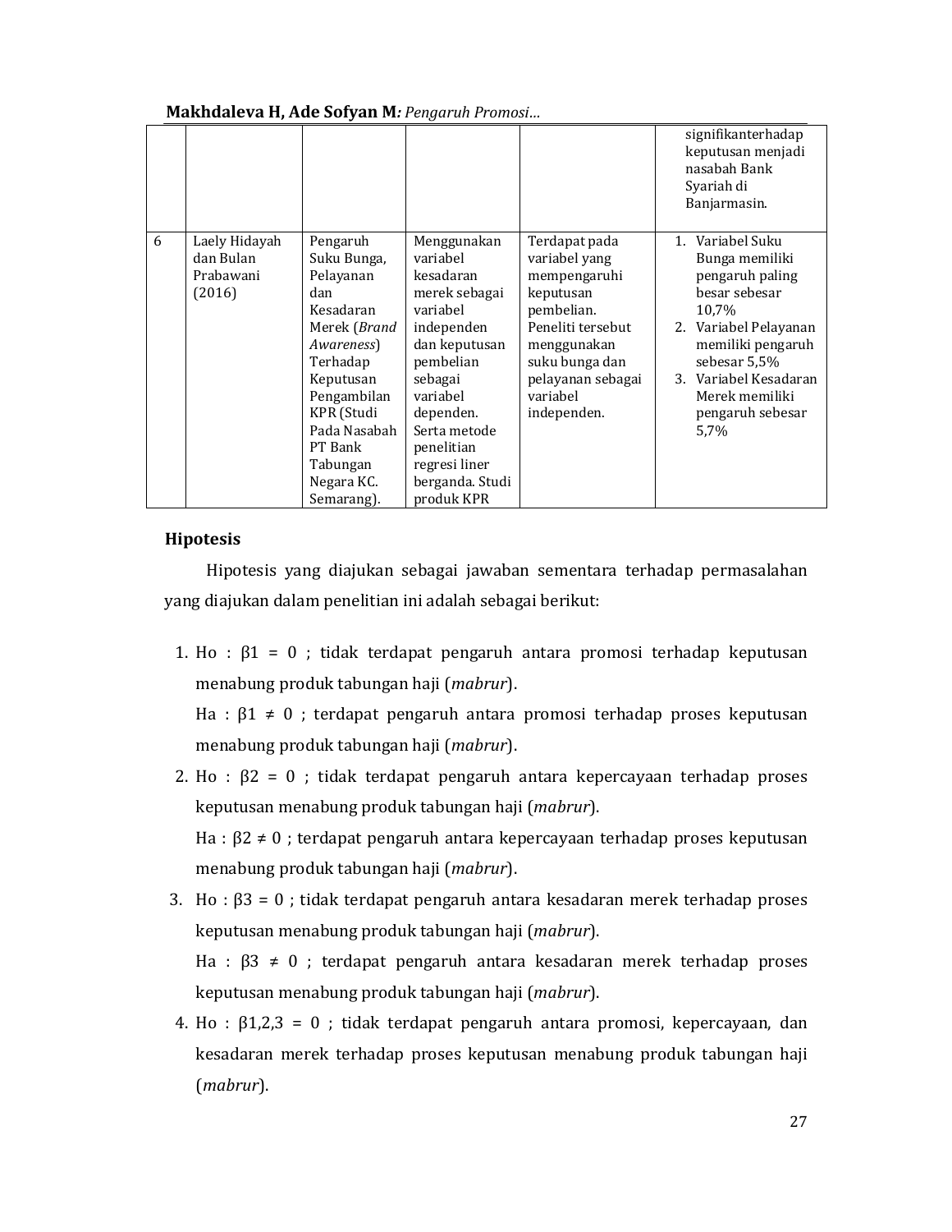| | | | | | |
|---|---|---|---|---|---|
| | | | | | signifikanterhadap keputusan menjadi nasabah Bank Syariah di Banjarmasin. |
| 6 | Laely Hidayah dan Bulan Prabawani (2016) | Pengaruh Suku Bunga, Pelayanan dan Kesadaran Merek (*Brand Awareness*) Terhadap Keputusan Pengambilan KPR (Studi Pada Nasabah PT Bank Tabungan Negara KC. Semarang). | Menggunakan variabel kesadaran merek sebagai variabel independen dan keputusan pembelian sebagai variabel dependen. Serta metode penelitian regresi liner berganda. Studi produk KPR | Terdapat pada variabel yang mempengaruhi keputusan pembelian. Peneliti tersebut menggunakan suku bunga dan pelayanan sebagai variabel independen. | 1. Variabel Suku Bunga memiliki pengaruh paling besar sebesar 10,7% 2. Variabel Pelayanan memiliki pengaruh sebesar 5,5% 3. Variabel Kesadaran Merek memiliki pengaruh sebesar 5,7% |

## Hipotesis

Hipotesis yang diajukan sebagai jawaban sementara terhadap permasalahan yang diajukan dalam penelitian ini adalah sebagai berikut:

1. Ho : $\beta 1 = 0$ ; tidak terdapat pengaruh antara promosi terhadap keputusan menabung produk tabungan haji (*mabrur*).
   Ha : $\beta 1 \neq 0$ ; terdapat pengaruh antara promosi terhadap proses keputusan menabung produk tabungan haji (*mabrur*).
2. Ho : $\beta 2 = 0$ ; tidak terdapat pengaruh antara kepercayaan terhadap proses keputusan menabung produk tabungan haji (*mabrur*).
   Ha : $\beta 2 \neq 0$ ; terdapat pengaruh antara kepercayaan terhadap proses keputusan menabung produk tabungan haji (*mabrur*).
3. Ho : $\beta 3 = 0$ ; tidak terdapat pengaruh antara kesadaran merek terhadap proses keputusan menabung produk tabungan haji (*mabrur*).
   Ha : $\beta 3 \neq 0$ ; terdapat pengaruh antara kesadaran merek terhadap proses keputusan menabung produk tabungan haji (*mabrur*).
4. Ho : $\beta 1,2,3 = 0$ ; tidak terdapat pengaruh antara promosi, kepercayaan, dan kesadaran merek terhadap proses keputusan menabung produk tabungan haji (*mabrur*).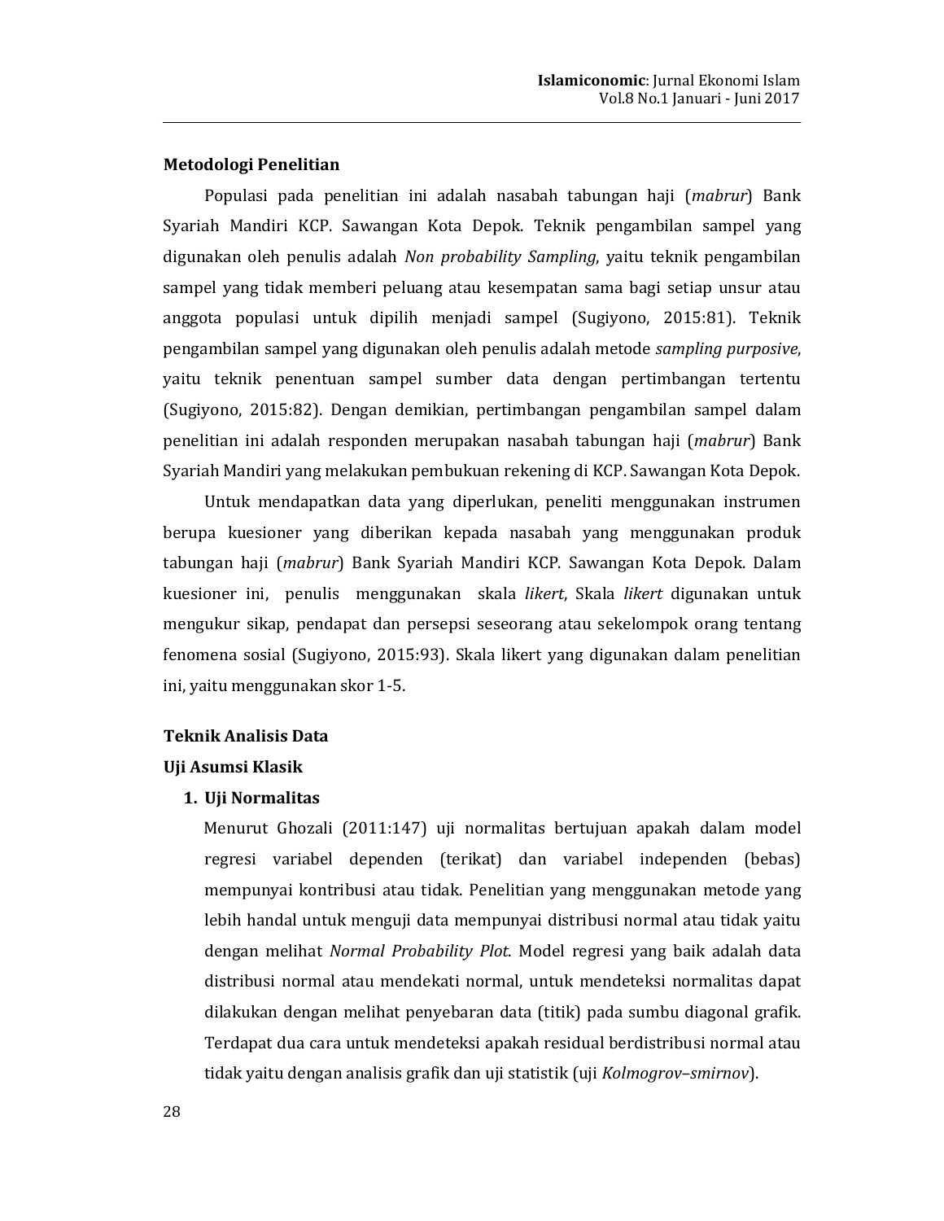**Metodologi Penelitian**

Populasi pada penelitian ini adalah nasabah tabungan haji (*mabrur*) Bank Syariah Mandiri KCP. Sawangan Kota Depok. Teknik pengambilan sampel yang digunakan oleh penulis adalah *Non probability Sampling*, yaitu teknik pengambilan sampel yang tidak memberi peluang atau kesempatan sama bagi setiap unsur atau anggota populasi untuk dipilih menjadi sampel (Sugiyono, 2015:81). Teknik pengambilan sampel yang digunakan oleh penulis adalah metode *sampling purposive*, yaitu teknik penentuan sampel sumber data dengan pertimbangan tertentu (Sugiyono, 2015:82). Dengan demikian, pertimbangan pengambilan sampel dalam penelitian ini adalah responden merupakan nasabah tabungan haji (*mabrur*) Bank Syariah Mandiri yang melakukan pembukuan rekening di KCP. Sawangan Kota Depok.

Untuk mendapatkan data yang diperlukan, peneliti menggunakan instrumen berupa kuesioner yang diberikan kepada nasabah yang menggunakan produk tabungan haji (*mabrur*) Bank Syariah Mandiri KCP. Sawangan Kota Depok. Dalam kuesioner ini, penulis menggunakan skala *likert*, Skala *likert* digunakan untuk mengukur sikap, pendapat dan persepsi seseorang atau sekelompok orang tentang fenomena sosial (Sugiyono, 2015:93). Skala likert yang digunakan dalam penelitian ini, yaitu menggunakan skor 1-5.

**Teknik Analisis Data**

**Uji Asumsi Klasik**

1. **Uji Normalitas**

   Menurut Ghozali (2011:147) uji normalitas bertujuan apakah dalam model regresi variabel dependen (terikat) dan variabel independen (bebas) mempunyai kontribusi atau tidak. Penelitian yang menggunakan metode yang lebih handal untuk menguji data mempunyai distribusi normal atau tidak yaitu dengan melihat *Normal Probability Plot*. Model regresi yang baik adalah data distribusi normal atau mendekati normal, untuk mendeteksi normalitas dapat dilakukan dengan melihat penyebaran data (titik) pada sumbu diagonal grafik. Terdapat dua cara untuk mendeteksi apakah residual berdistribusi normal atau tidak yaitu dengan analisis grafik dan uji statistik (uji *Kolmogrov–smirnov*).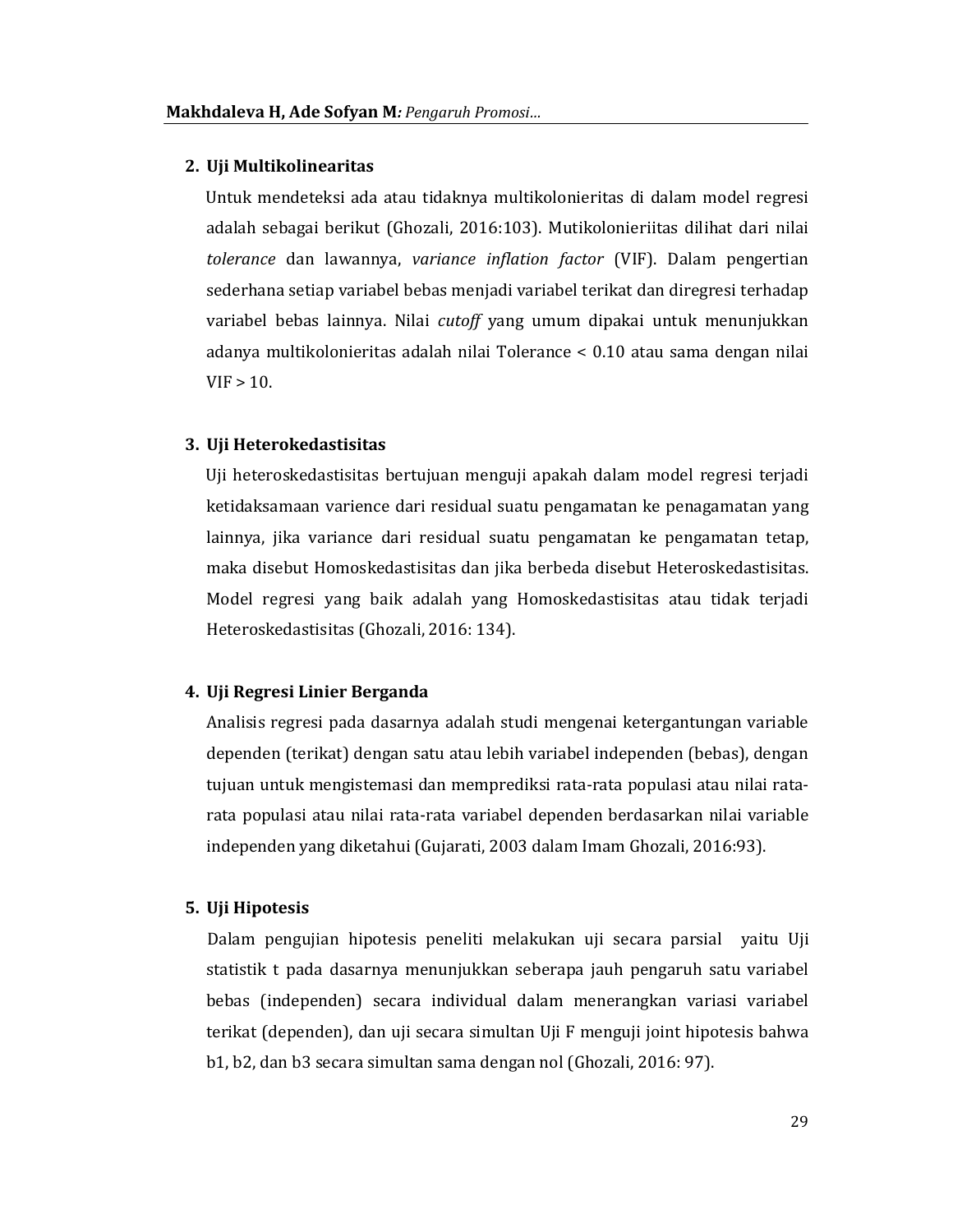2. **Uji Multikolinearitas**

   Untuk mendeteksi ada atau tidaknya multikolonieritas di dalam model regresi adalah sebagai berikut (Ghozali, 2016:103). Mutikolonieriitas dilihat dari nilai *tolerance* dan lawannya, *variance inflation factor* (VIF). Dalam pengertian sederhana setiap variabel bebas menjadi variabel terikat dan diregresi terhadap variabel bebas lainnya. Nilai *cutoff* yang umum dipakai untuk menunjukkan adanya multikolonieritas adalah nilai Tolerance < 0.10 atau sama dengan nilai VIF > 10.

3. **Uji Heterokedastisitas**

   Uji heteroskedastisitas bertujuan menguji apakah dalam model regresi terjadi ketidaksamaan varience dari residual suatu pengamatan ke penagamatan yang lainnya, jika variance dari residual suatu pengamatan ke pengamatan tetap, maka disebut Homoskedastisitas dan jika berbeda disebut Heteroskedastisitas. Model regresi yang baik adalah yang Homoskedastisitas atau tidak terjadi Heteroskedastisitas (Ghozali, 2016: 134).

4. **Uji Regresi Linier Berganda**

   Analisis regresi pada dasarnya adalah studi mengenai ketergantungan variable dependen (terikat) dengan satu atau lebih variabel independen (bebas), dengan tujuan untuk mengistemasi dan memprediksi rata-rata populasi atau nilai rata-rata populasi atau nilai rata-rata variabel dependen berdasarkan nilai variable independen yang diketahui (Gujarati, 2003 dalam Imam Ghozali, 2016:93).

5. **Uji Hipotesis**

   Dalam pengujian hipotesis peneliti melakukan uji secara parsial yaitu Uji statistik t pada dasarnya menunjukkan seberapa jauh pengaruh satu variabel bebas (independen) secara individual dalam menerangkan variasi variabel terikat (dependen), dan uji secara simultan Uji F menguji joint hipotesis bahwa b1, b2, dan b3 secara simultan sama dengan nol (Ghozali, 2016: 97).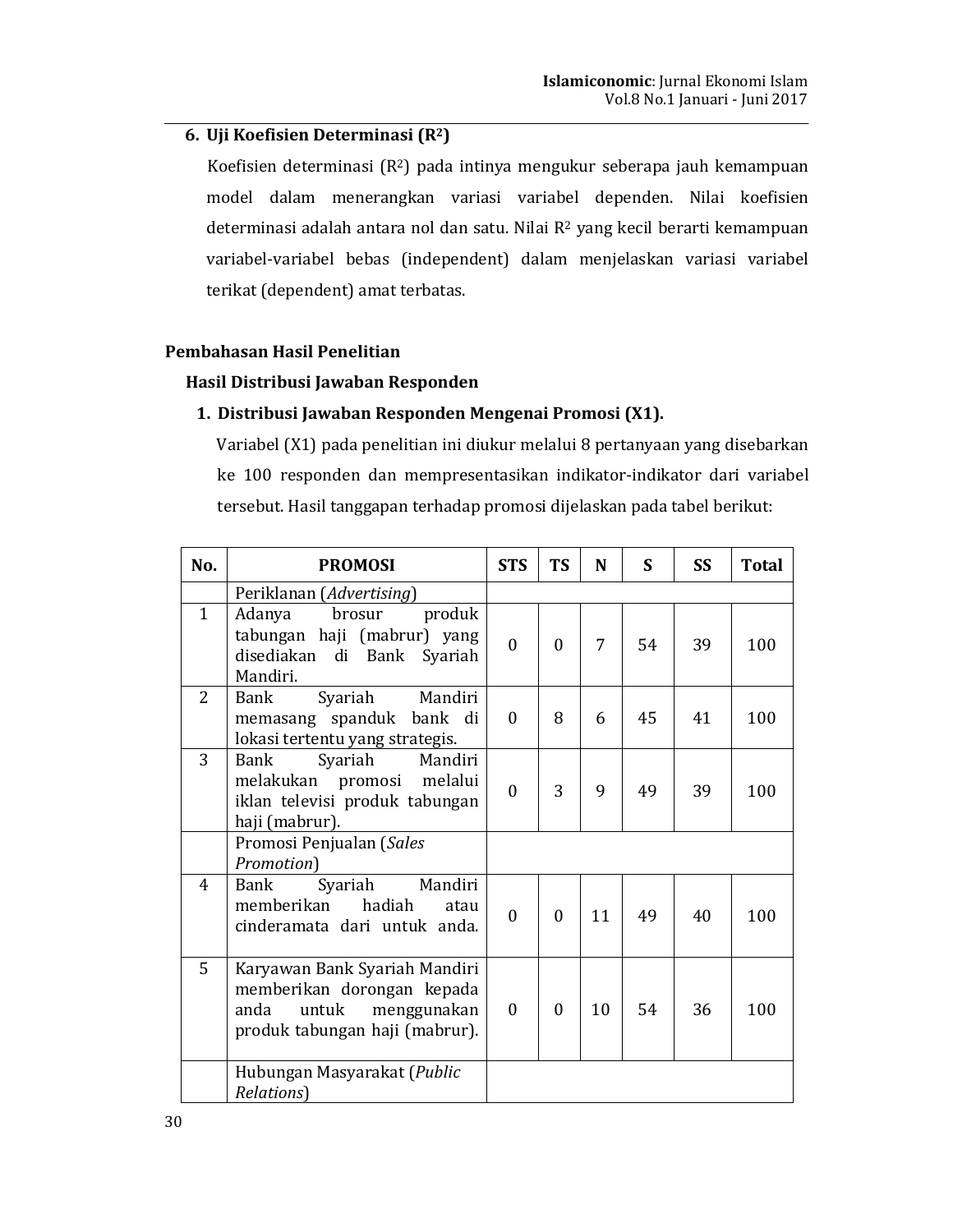6. **Uji Koefisien Determinasi ($R^2$)**

Koefisien determinasi ($R^2$) pada intinya mengukur seberapa jauh kemampuan model dalam menerangkan variasi variabel dependen. Nilai koefisien determinasi adalah antara nol dan satu. Nilai $R^2$ yang kecil berarti kemampuan variabel-variabel bebas (independent) dalam menjelaskan variasi variabel terikat (dependent) amat terbatas.

## Pembahasan Hasil Penelitian

### Hasil Distribusi Jawaban Responden

1. **Distribusi Jawaban Responden Mengenai Promosi (X1).**

Variabel (X1) pada penelitian ini diukur melalui 8 pertanyaan yang disebarkan ke 100 responden dan mempresentasikan indikator-indikator dari variabel tersebut. Hasil tanggapan terhadap promosi dijelaskan pada tabel berikut:

| No. | PROMOSI | STS | TS | N | S | SS | Total |
|---|---|---|---|---|---|---|---|
| | Periklanan (*Advertising*) | | | | | | |
| 1 | Adanya brosur produk tabungan haji (mabrur) yang disediakan di Bank Syariah Mandiri. | 0 | 0 | 7 | 54 | 39 | 100 |
| 2 | Bank Syariah Mandiri memasang spanduk bank di lokasi tertentu yang strategis. | 0 | 8 | 6 | 45 | 41 | 100 |
| 3 | Bank Syariah Mandiri melakukan promosi melalui iklan televisi produk tabungan haji (mabrur). | 0 | 3 | 9 | 49 | 39 | 100 |
| | Promosi Penjualan (*Sales Promotion*) | | | | | | |
| 4 | Bank Syariah Mandiri memberikan hadiah atau cinderamata dari untuk anda. | 0 | 0 | 11 | 49 | 40 | 100 |
| 5 | Karyawan Bank Syariah Mandiri memberikan dorongan kepada anda untuk menggunakan produk tabungan haji (mabrur). | 0 | 0 | 10 | 54 | 36 | 100 |
| | Hubungan Masyarakat (*Public Relations*) | | | | | | |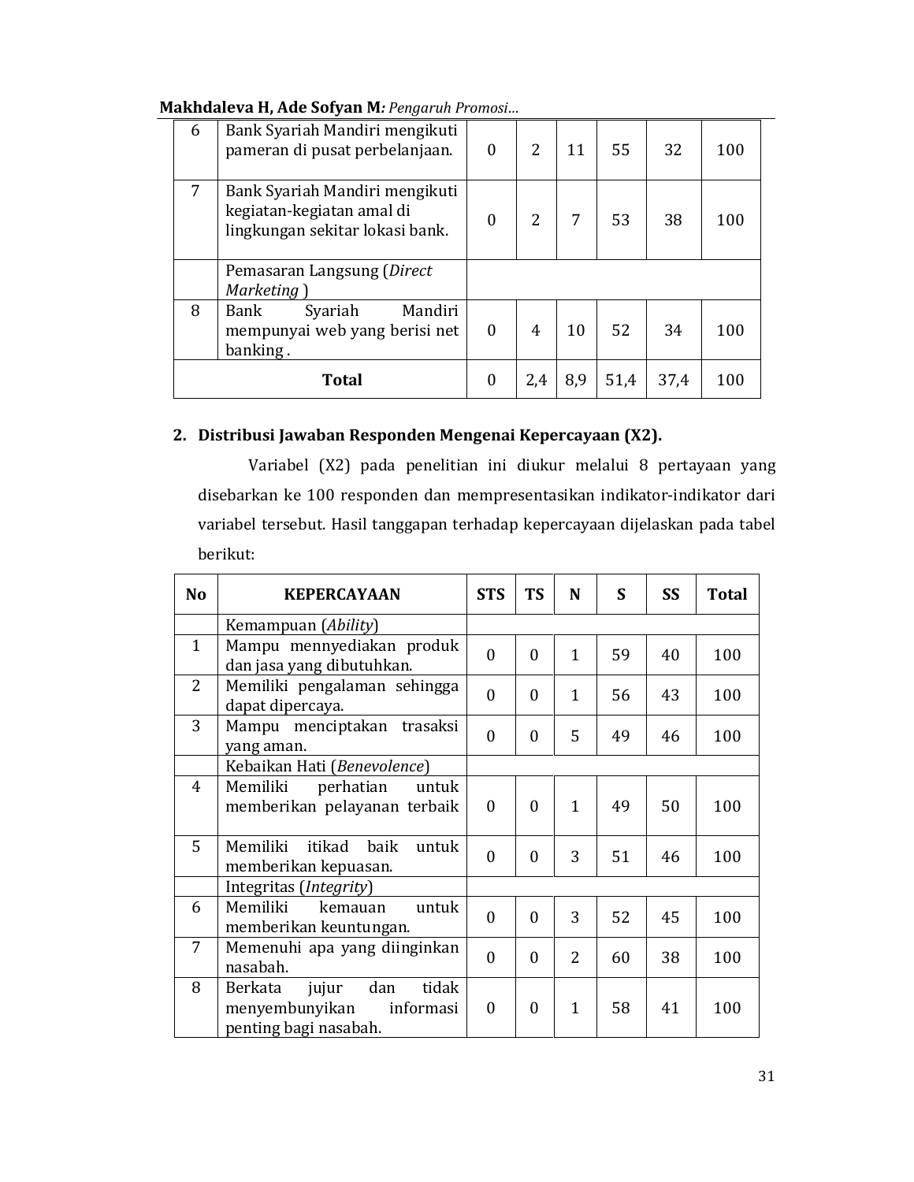| 6 | Bank Syariah Mandiri mengikuti pameran di pusat perbelanjaan. | 0 | 2 | 11 | 55 | 32 | 100 |
|---|---|---|---|---|---|---|---|
| 7 | Bank Syariah Mandiri mengikuti kegiatan-kegiatan amal di lingkungan sekitar lokasi bank. | 0 | 2 | 7 | 53 | 38 | 100 |
| | Pemasaran Langsung (*Direct Marketing* ) | | | | | | |
| 8 | Bank Syariah Mandiri mempunyai web yang berisi net banking . | 0 | 4 | 10 | 52 | 34 | 100 |
| | **Total** | 0 | 2,4 | 8,9 | 51,4 | 37,4 | 100 |

2. **Distribusi Jawaban Responden Mengenai Kepercayaan (X2).**

Variabel (X2) pada penelitian ini diukur melalui 8 pertayaan yang disebarkan ke 100 responden dan mempresentasikan indikator-indikator dari variabel tersebut. Hasil tanggapan terhadap kepercayaan dijelaskan pada tabel berikut:

| No | KEPERCAYAAN | STS | TS | N | S | SS | Total |
|---|---|---|---|---|---|---|---|
| | Kemampuan (*Ability*) | | | | | | |
| 1 | Mampu menyediakan produk dan jasa yang dibutuhkan. | 0 | 0 | 1 | 59 | 40 | 100 |
| 2 | Memiliki pengalaman sehingga dapat dipercaya. | 0 | 0 | 1 | 56 | 43 | 100 |
| 3 | Mampu menciptakan trasaksi yang aman. | 0 | 0 | 5 | 49 | 46 | 100 |
| | Kebaikan Hati (*Benevolence*) | | | | | | |
| 4 | Memiliki perhatian untuk memberikan pelayanan terbaik | 0 | 0 | 1 | 49 | 50 | 100 |
| 5 | Memiliki itikad baik untuk memberikan kepuasan. | 0 | 0 | 3 | 51 | 46 | 100 |
| | Integritas (*Integrity*) | | | | | | |
| 6 | Memiliki kemauan untuk memberikan keuntungan. | 0 | 0 | 3 | 52 | 45 | 100 |
| 7 | Memenuhi apa yang diinginkan nasabah. | 0 | 0 | 2 | 60 | 38 | 100 |
| 8 | Berkata jujur dan tidak menyembunyikan informasi penting bagi nasabah. | 0 | 0 | 1 | 58 | 41 | 100 |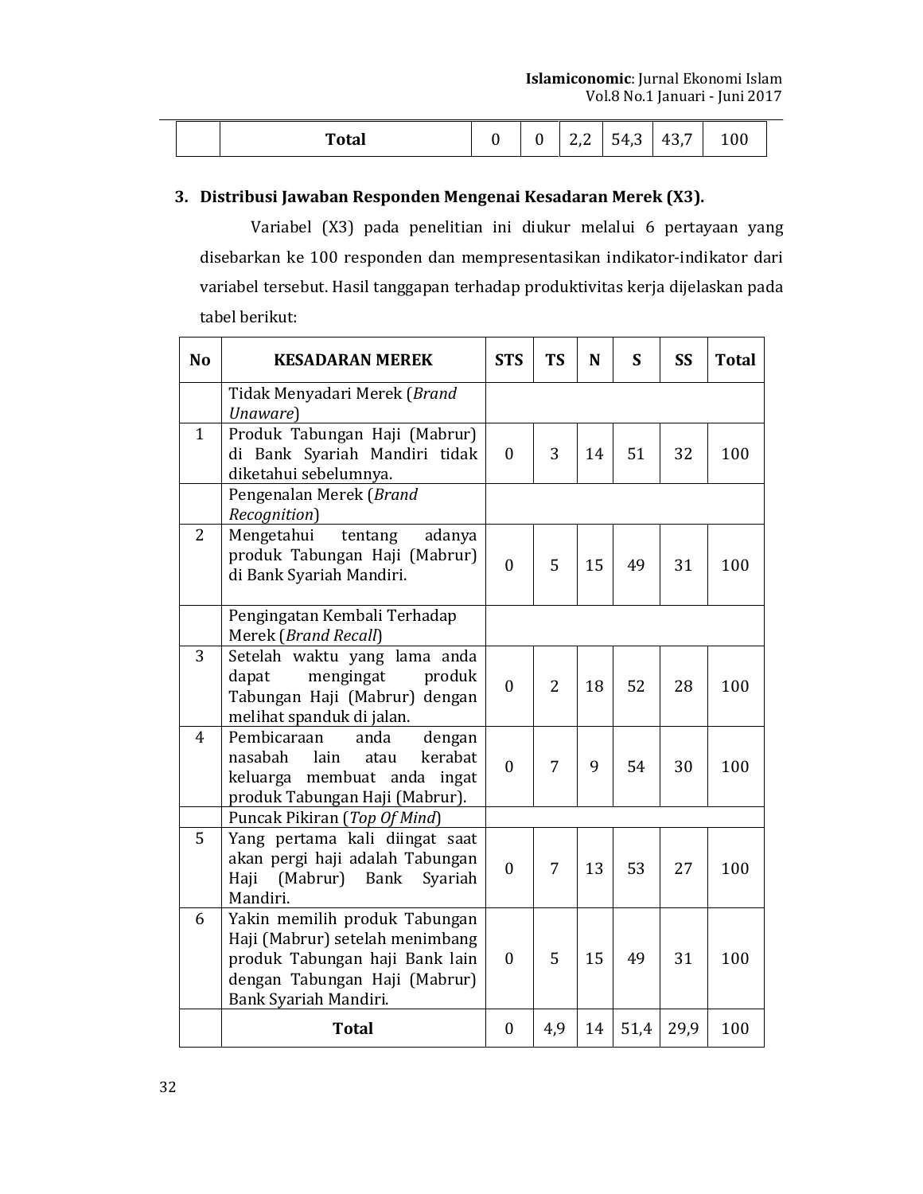| | Total | 0 | 0 | 2,2 | 54,3 | 43,7 | 100 |
|---|---|---|---|---|---|---|---|

3. **Distribusi Jawaban Responden Mengenai Kesadaran Merek (X3).**

Variabel (X3) pada penelitian ini diukur melalui 6 pertayaan yang disebarkan ke 100 responden dan mempresentasikan indikator-indikator dari variabel tersebut. Hasil tanggapan terhadap produktivitas kerja dijelaskan pada tabel berikut:

| No | KESADARAN MEREK | STS | TS | N | S | SS | Total |
|---|---|---|---|---|---|---|---|
| | Tidak Menyadari Merek (*Brand Unaware*) | | | | | | |
| 1 | Produk Tabungan Haji (Mabrur) di Bank Syariah Mandiri tidak diketahui sebelumnya. | 0 | 3 | 14 | 51 | 32 | 100 |
| | Pengenalan Merek (*Brand Recognition*) | | | | | | |
| 2 | Mengetahui tentang adanya produk Tabungan Haji (Mabrur) di Bank Syariah Mandiri. | 0 | 5 | 15 | 49 | 31 | 100 |
| | Pengingatan Kembali Terhadap Merek (*Brand Recall*) | | | | | | |
| 3 | Setelah waktu yang lama anda dapat mengingat produk Tabungan Haji (Mabrur) dengan melihat spanduk di jalan. | 0 | 2 | 18 | 52 | 28 | 100 |
| 4 | Pembicaraan anda dengan nasabah lain atau kerabat keluarga membuat anda ingat produk Tabungan Haji (Mabrur). | 0 | 7 | 9 | 54 | 30 | 100 |
| | Puncak Pikiran (*Top Of Mind*) | | | | | | |
| 5 | Yang pertama kali diingat saat akan pergi haji adalah Tabungan Haji (Mabrur) Bank Syariah Mandiri. | 0 | 7 | 13 | 53 | 27 | 100 |
| 6 | Yakin memilih produk Tabungan Haji (Mabrur) setelah menimbang produk Tabungan haji Bank lain dengan Tabungan Haji (Mabrur) Bank Syariah Mandiri. | 0 | 5 | 15 | 49 | 31 | 100 |
| | **Total** | 0 | 4,9 | 14 | 51,4 | 29,9 | 100 |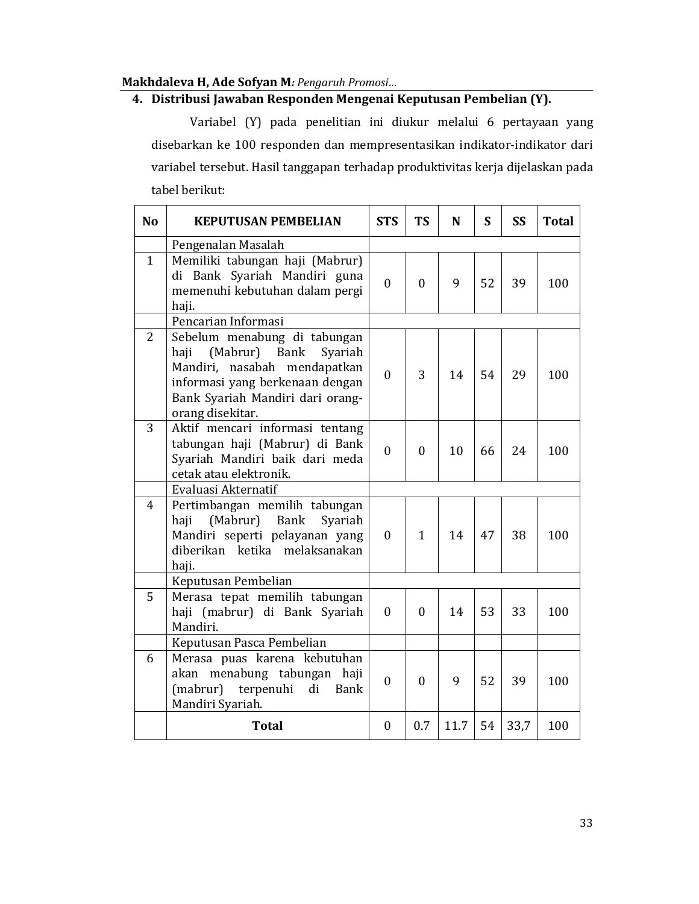## 4. Distribusi Jawaban Responden Mengenai Keputusan Pembelian (Y).

Variabel (Y) pada penelitian ini diukur melalui 6 pertayaan yang disebarkan ke 100 responden dan mempresentasikan indikator-indikator dari variabel tersebut. Hasil tanggapan terhadap produktivitas kerja dijelaskan pada tabel berikut:

| No | KEPUTUSAN PEMBELIAN | STS | TS | N | S | SS | Total |
|---|---|---|---|---|---|---|---|
| | Pengenalan Masalah | | | | | | |
| 1 | Memiliki tabungan haji (Mabrur) di Bank Syariah Mandiri guna memenuhi kebutuhan dalam pergi haji. | 0 | 0 | 9 | 52 | 39 | 100 |
| | Pencarian Informasi | | | | | | |
| 2 | Sebelum menabung di tabungan haji (Mabrur) Bank Syariah Mandiri, nasabah mendapatkan informasi yang berkenaan dengan Bank Syariah Mandiri dari orang-orang disekitar. | 0 | 3 | 14 | 54 | 29 | 100 |
| 3 | Aktif mencari informasi tentang tabungan haji (Mabrur) di Bank Syariah Mandiri baik dari meda cetak atau elektronik. | 0 | 0 | 10 | 66 | 24 | 100 |
| | Evaluasi Akternatif | | | | | | |
| 4 | Pertimbangan memilih tabungan haji (Mabrur) Bank Syariah Mandiri seperti pelayanan yang diberikan ketika melaksanakan haji. | 0 | 1 | 14 | 47 | 38 | 100 |
| | Keputusan Pembelian | | | | | | |
| 5 | Merasa tepat memilih tabungan haji (mabrur) di Bank Syariah Mandiri. | 0 | 0 | 14 | 53 | 33 | 100 |
| | Keputusan Pasca Pembelian | | | | | | |
| 6 | Merasa puas karena kebutuhan akan menabung tabungan haji (mabrur) terpenuhi di Bank Mandiri Syariah. | 0 | 0 | 9 | 52 | 39 | 100 |
| | **Total** | 0 | 0.7 | 11.7 | 54 | 33,7 | 100 |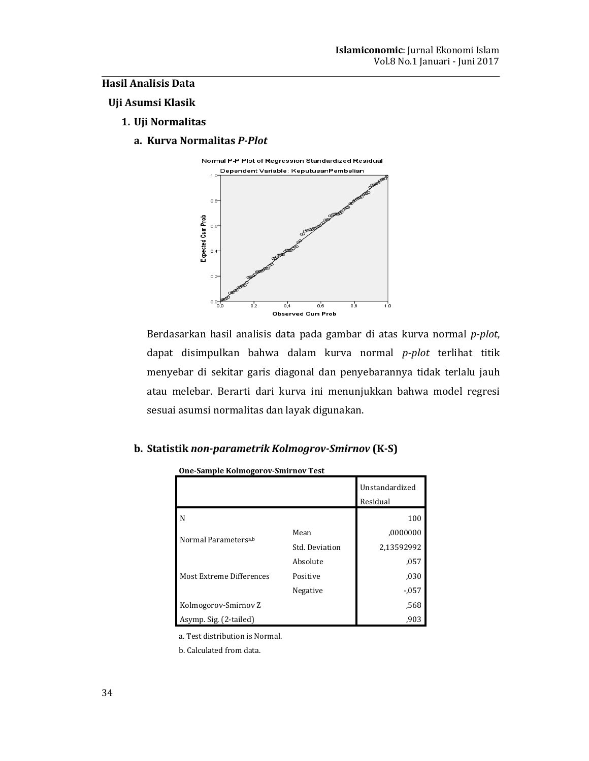## Hasil Analisis Data

### Uji Asumsi Klasik

#### 1. Uji Normalitas

##### a. Kurva Normalitas *P-Plot*

Berdasarkan hasil analisis data pada gambar di atas kurva normal *p-plot*, dapat disimpulkan bahwa dalam kurva normal *p-plot* terlihat titik menyebar di sekitar garis diagonal dan penyebarannya tidak terlalu jauh atau melebar. Berarti dari kurva ini menunjukkan bahwa model regresi sesuai asumsi normalitas dan layak digunakan.

##### b. Statistik *non-parametrik Kolmogrov-Smirnov* (K-S)

**One-Sample Kolmogorov-Smirnov Test**

| | | Unstandardized Residual |
|---|---|---|
| N | | 100 |
| Normal Parameters[a,b] | Mean | ,0000000 |
| | Std. Deviation | 2,13592992 |
| Most Extreme Differences | Absolute | ,057 |
| | Positive | ,030 |
| | Negative | -,057 |
| Kolmogorov-Smirnov Z | | ,568 |
| Asymp. Sig. (2-tailed) | | ,903 |

a. Test distribution is Normal.

b. Calculated from data.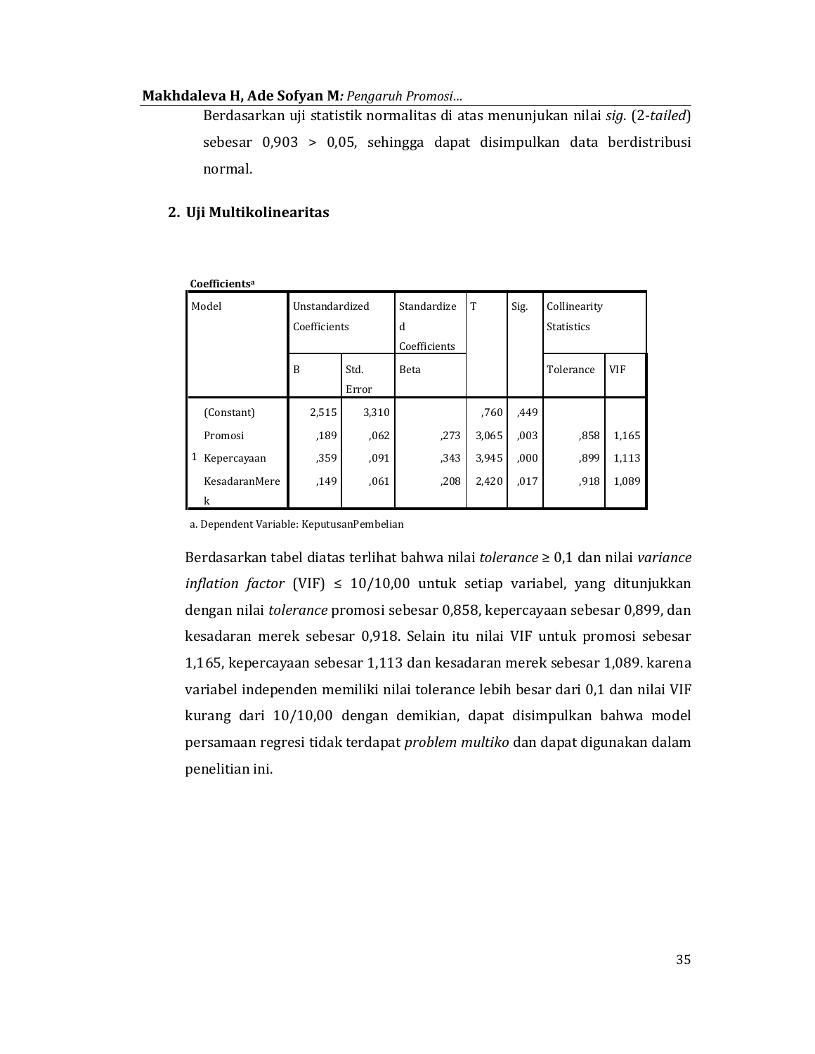Berdasarkan uji statistik normalitas di atas menunjukan nilai *sig.* (2-*tailed*) sebesar 0,903 > 0,05, sehingga dapat disimpulkan data berdistribusi normal.

## 2. Uji Multikolinearitas

**Coefficients[a]**

| Model | | Unstandardized Coefficients | | Standardized Coefficients | T | Sig. | Collinearity Statistics | |
|---|---|---|---|---|---|---|---|---|
| | | B | Std. Error | Beta | | | Tolerance | VIF |
| 1 | (Constant) | 2,515 | 3,310 | | ,760 | ,449 | | |
| | Promosi | ,189 | ,062 | ,273 | 3,065 | ,003 | ,858 | 1,165 |
| | Kepercayaan | ,359 | ,091 | ,343 | 3,945 | ,000 | ,899 | 1,113 |
| | KesadaranMerek | ,149 | ,061 | ,208 | 2,420 | ,017 | ,918 | 1,089 |

a. Dependent Variable: KeputusanPembelian

Berdasarkan tabel diatas terlihat bahwa nilai *tolerance* ≥ 0,1 dan nilai *variance inflation factor* (VIF) ≤ 10/10,00 untuk setiap variabel, yang ditunjukkan dengan nilai *tolerance* promosi sebesar 0,858, kepercayaan sebesar 0,899, dan kesadaran merek sebesar 0,918. Selain itu nilai VIF untuk promosi sebesar 1,165, kepercayaan sebesar 1,113 dan kesadaran merek sebesar 1,089. karena variabel independen memiliki nilai tolerance lebih besar dari 0,1 dan nilai VIF kurang dari 10/10,00 dengan demikian, dapat disimpulkan bahwa model persamaan regresi tidak terdapat *problem multiko* dan dapat digunakan dalam penelitian ini.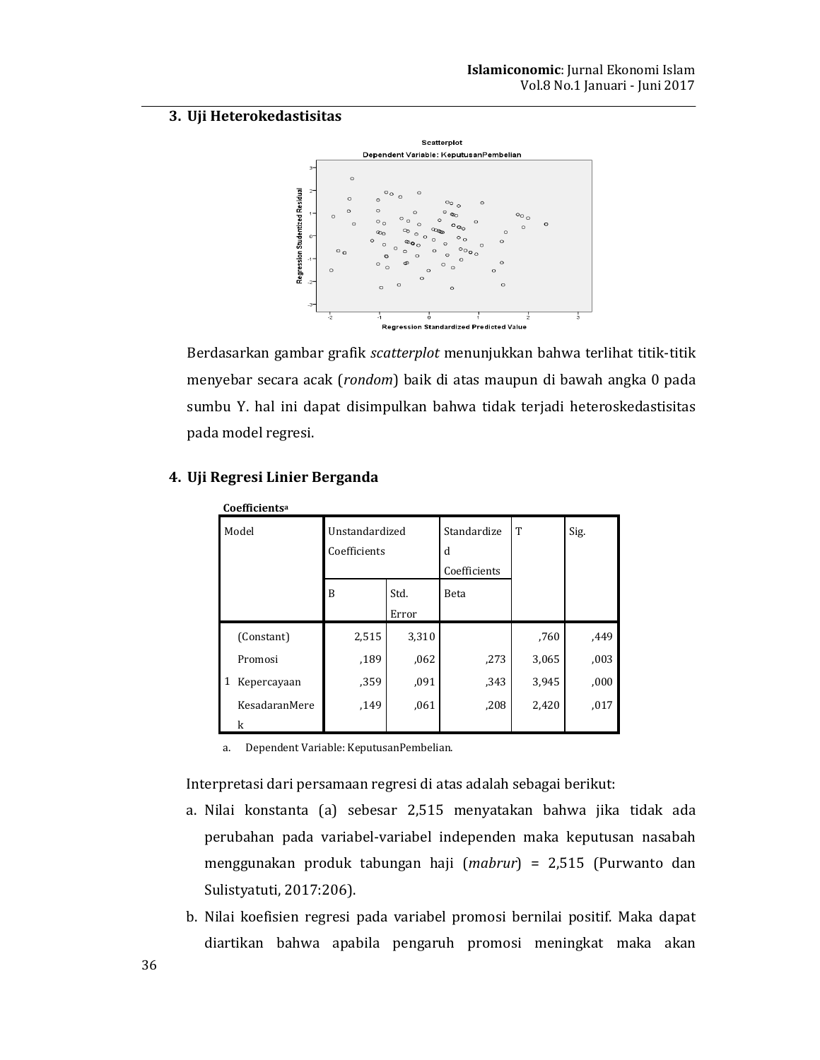## 3. Uji Heterokedastisitas

Berdasarkan gambar grafik *scatterplot* menunjukkan bahwa terlihat titik-titik menyebar secara acak (*rondom*) baik di atas maupun di bawah angka 0 pada sumbu Y. hal ini dapat disimpulkan bahwa tidak terjadi heteroskedastisitas pada model regresi.

## 4. Uji Regresi Linier Berganda

**Coefficients**[a]

| Model | | Unstandardized Coefficients | | Standardized Coefficients | T | Sig. |
|---|---|---|---|---|---|---|
| | | B | Std. Error | Beta | | |
| 1 | (Constant) | 2,515 | 3,310 | | ,760 | ,449 |
| | Promosi | ,189 | ,062 | ,273 | 3,065 | ,003 |
| | Kepercayaan | ,359 | ,091 | ,343 | 3,945 | ,000 |
| | KesadaranMerek | ,149 | ,061 | ,208 | 2,420 | ,017 |

a. Dependent Variable: KeputusanPembelian.

Interpretasi dari persamaan regresi di atas adalah sebagai berikut:

a. Nilai konstanta (a) sebesar 2,515 menyatakan bahwa jika tidak ada perubahan pada variabel-variabel independen maka keputusan nasabah menggunakan produk tabungan haji (*mabrur*) = 2,515 (Purwanto dan Sulistyatuti, 2017:206).

b. Nilai koefisien regresi pada variabel promosi bernilai positif. Maka dapat diartikan bahwa apabila pengaruh promosi meningkat maka akan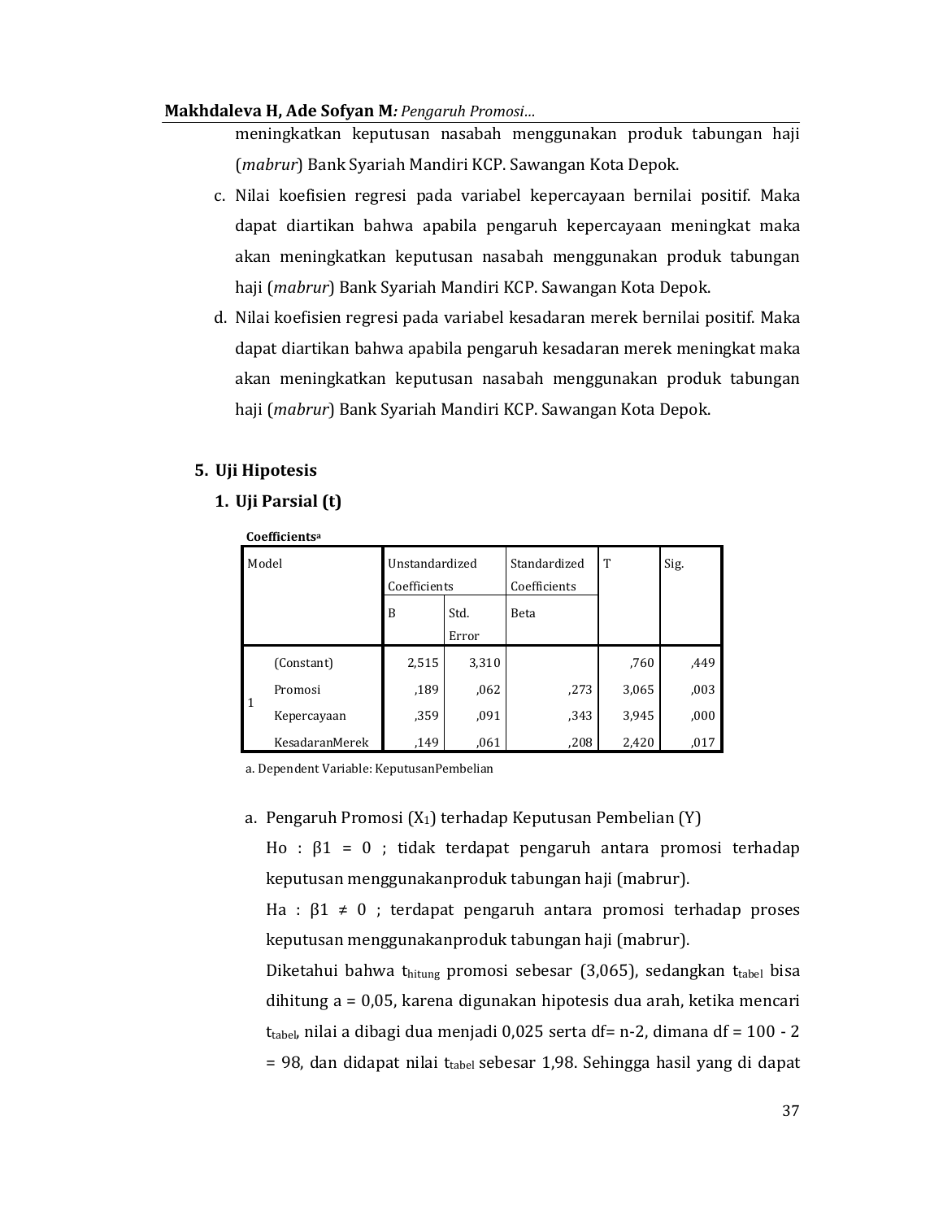meningkatkan keputusan nasabah menggunakan produk tabungan haji (*mabrur*) Bank Syariah Mandiri KCP. Sawangan Kota Depok.

c. Nilai koefisien regresi pada variabel kepercayaan bernilai positif. Maka dapat diartikan bahwa apabila pengaruh kepercayaan meningkat maka akan meningkatkan keputusan nasabah menggunakan produk tabungan haji (*mabrur*) Bank Syariah Mandiri KCP. Sawangan Kota Depok.

d. Nilai koefisien regresi pada variabel kesadaran merek bernilai positif. Maka dapat diartikan bahwa apabila pengaruh kesadaran merek meningkat maka akan meningkatkan keputusan nasabah menggunakan produk tabungan haji (*mabrur*) Bank Syariah Mandiri KCP. Sawangan Kota Depok.

## 5. Uji Hipotesis

### 1. Uji Parsial (t)

**Coefficients**[a]

| Model | | Unstandardized Coefficients | | Standardized Coefficients | T | Sig. |
|---|---|---|---|---|---|---|
| | | B | Std. Error | Beta | | |
| 1 | (Constant) | 2,515 | 3,310 | | ,760 | ,449 |
| | Promosi | ,189 | ,062 | ,273 | 3,065 | ,003 |
| | Kepercayaan | ,359 | ,091 | ,343 | 3,945 | ,000 |
| | KesadaranMerek | ,149 | ,061 | ,208 | 2,420 | ,017 |

a. Dependent Variable: KeputusanPembelian

a. Pengaruh Promosi ($X_1$) terhadap Keputusan Pembelian (Y)

Ho : $\beta 1 = 0$ ; tidak terdapat pengaruh antara promosi terhadap keputusan menggunakanproduk tabungan haji (mabrur).

Ha : $\beta 1 \neq 0$ ; terdapat pengaruh antara promosi terhadap proses keputusan menggunakanproduk tabungan haji (mabrur).

Diketahui bahwa $t_{hitung}$ promosi sebesar (3,065), sedangkan $t_{tabel}$ bisa dihitung a = 0,05, karena digunakan hipotesis dua arah, ketika mencari $t_{tabel}$, nilai a dibagi dua menjadi 0,025 serta df= n-2, dimana df = 100 - 2 = 98, dan didapat nilai $t_{tabel}$ sebesar 1,98. Sehingga hasil yang di dapat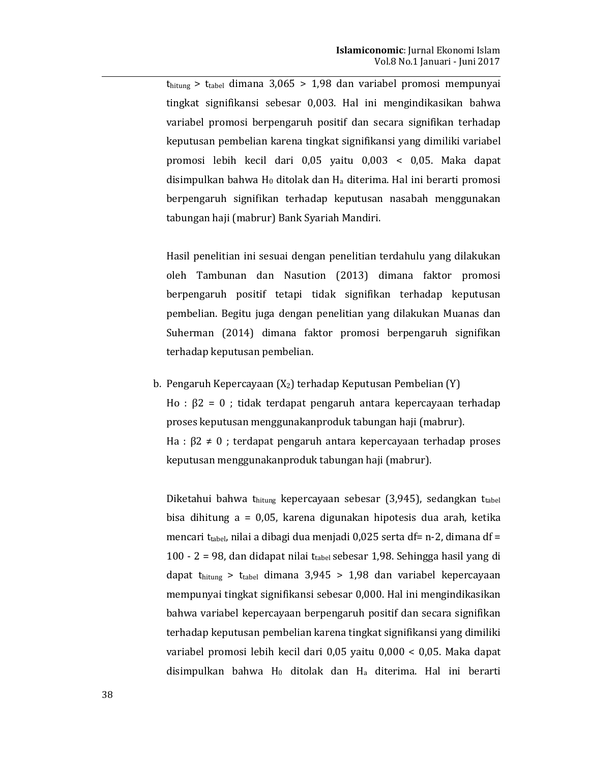$t_{hitung} > t_{tabel}$ dimana 3,065 > 1,98 dan variabel promosi mempunyai tingkat signifikansi sebesar 0,003. Hal ini mengindikasikan bahwa variabel promosi berpengaruh positif dan secara signifikan terhadap keputusan pembelian karena tingkat signifikansi yang dimiliki variabel promosi lebih kecil dari 0,05 yaitu 0,003 < 0,05. Maka dapat disimpulkan bahwa $H_0$ ditolak dan $H_a$ diterima. Hal ini berarti promosi berpengaruh signifikan terhadap keputusan nasabah menggunakan tabungan haji (mabrur) Bank Syariah Mandiri.

Hasil penelitian ini sesuai dengan penelitian terdahulu yang dilakukan oleh Tambunan dan Nasution (2013) dimana faktor promosi berpengaruh positif tetapi tidak signifikan terhadap keputusan pembelian. Begitu juga dengan penelitian yang dilakukan Muanas dan Suherman (2014) dimana faktor promosi berpengaruh signifikan terhadap keputusan pembelian.

b. Pengaruh Kepercayaan ($X_2$) terhadap Keputusan Pembelian (Y)

   Ho : $\beta 2 = 0$ ; tidak terdapat pengaruh antara kepercayaan terhadap proses keputusan menggunakanproduk tabungan haji (mabrur).

   Ha : $\beta 2 \neq 0$ ; terdapat pengaruh antara kepercayaan terhadap proses keputusan menggunakanproduk tabungan haji (mabrur).

   Diketahui bahwa $t_{hitung}$ kepercayaan sebesar (3,945), sedangkan $t_{tabel}$ bisa dihitung a = 0,05, karena digunakan hipotesis dua arah, ketika mencari $t_{tabel}$, nilai a dibagi dua menjadi 0,025 serta df= n-2, dimana df = 100 - 2 = 98, dan didapat nilai $t_{tabel}$ sebesar 1,98. Sehingga hasil yang di dapat $t_{hitung} > t_{tabel}$ dimana 3,945 > 1,98 dan variabel kepercayaan mempunyai tingkat signifikansi sebesar 0,000. Hal ini mengindikasikan bahwa variabel kepercayaan berpengaruh positif dan secara signifikan terhadap keputusan pembelian karena tingkat signifikansi yang dimiliki variabel promosi lebih kecil dari 0,05 yaitu 0,000 < 0,05. Maka dapat disimpulkan bahwa $H_0$ ditolak dan $H_a$ diterima. Hal ini berarti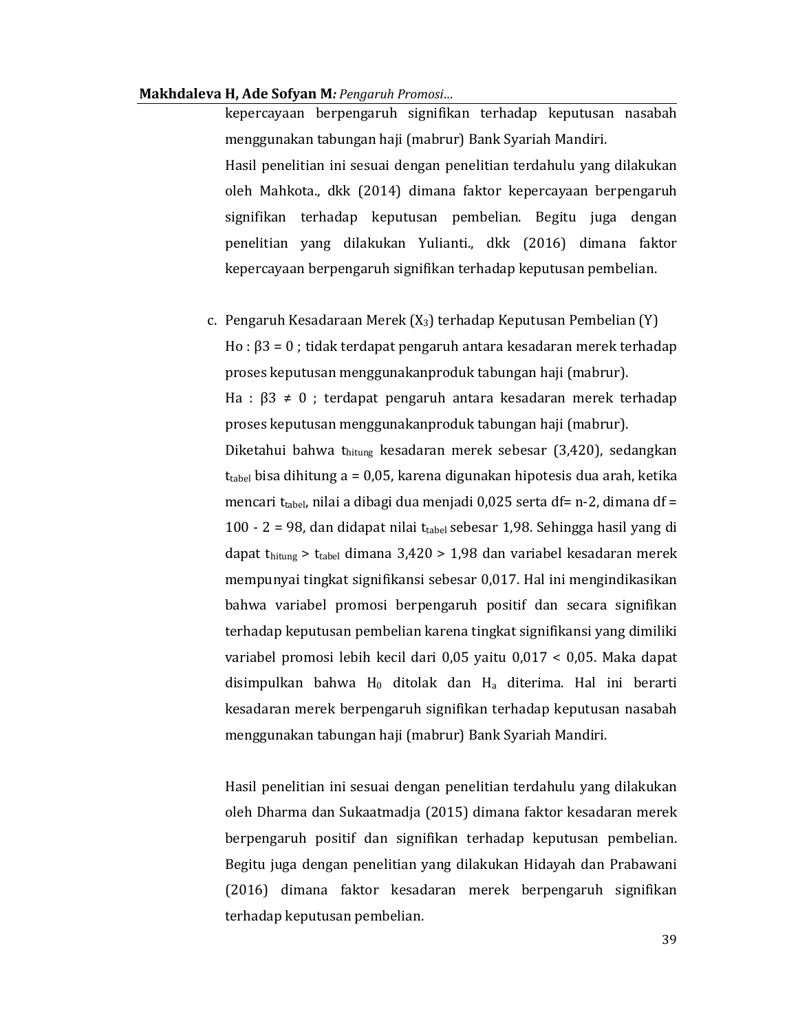kepercayaan berpengaruh signifikan terhadap keputusan nasabah menggunakan tabungan haji (mabrur) Bank Syariah Mandiri.

Hasil penelitian ini sesuai dengan penelitian terdahulu yang dilakukan oleh Mahkota., dkk (2014) dimana faktor kepercayaan berpengaruh signifikan terhadap keputusan pembelian. Begitu juga dengan penelitian yang dilakukan Yulianti., dkk (2016) dimana faktor kepercayaan berpengaruh signifikan terhadap keputusan pembelian.

c. Pengaruh Kesadaraan Merek ($X_3$) terhadap Keputusan Pembelian (Y)

Ho : $\beta 3 = 0$ ; tidak terdapat pengaruh antara kesadaran merek terhadap proses keputusan menggunakanproduk tabungan haji (mabrur).

Ha : $\beta 3 \neq 0$ ; terdapat pengaruh antara kesadaran merek terhadap proses keputusan menggunakanproduk tabungan haji (mabrur).

Diketahui bahwa $t_{hitung}$ kesadaran merek sebesar (3,420), sedangkan $t_{tabel}$ bisa dihitung a = 0,05, karena digunakan hipotesis dua arah, ketika mencari $t_{tabel}$, nilai a dibagi dua menjadi 0,025 serta df= n-2, dimana df = 100 - 2 = 98, dan didapat nilai $t_{tabel}$ sebesar 1,98. Sehingga hasil yang di dapat $t_{hitung} > t_{tabel}$ dimana 3,420 > 1,98 dan variabel kesadaran merek mempunyai tingkat signifikansi sebesar 0,017. Hal ini mengindikasikan bahwa variabel promosi berpengaruh positif dan secara signifikan terhadap keputusan pembelian karena tingkat signifikansi yang dimiliki variabel promosi lebih kecil dari 0,05 yaitu 0,017 < 0,05. Maka dapat disimpulkan bahwa $H_0$ ditolak dan $H_a$ diterima. Hal ini berarti kesadaran merek berpengaruh signifikan terhadap keputusan nasabah menggunakan tabungan haji (mabrur) Bank Syariah Mandiri.

Hasil penelitian ini sesuai dengan penelitian terdahulu yang dilakukan oleh Dharma dan Sukaatmadja (2015) dimana faktor kesadaran merek berpengaruh positif dan signifikan terhadap keputusan pembelian. Begitu juga dengan penelitian yang dilakukan Hidayah dan Prabawani (2016) dimana faktor kesadaran merek berpengaruh signifikan terhadap keputusan pembelian.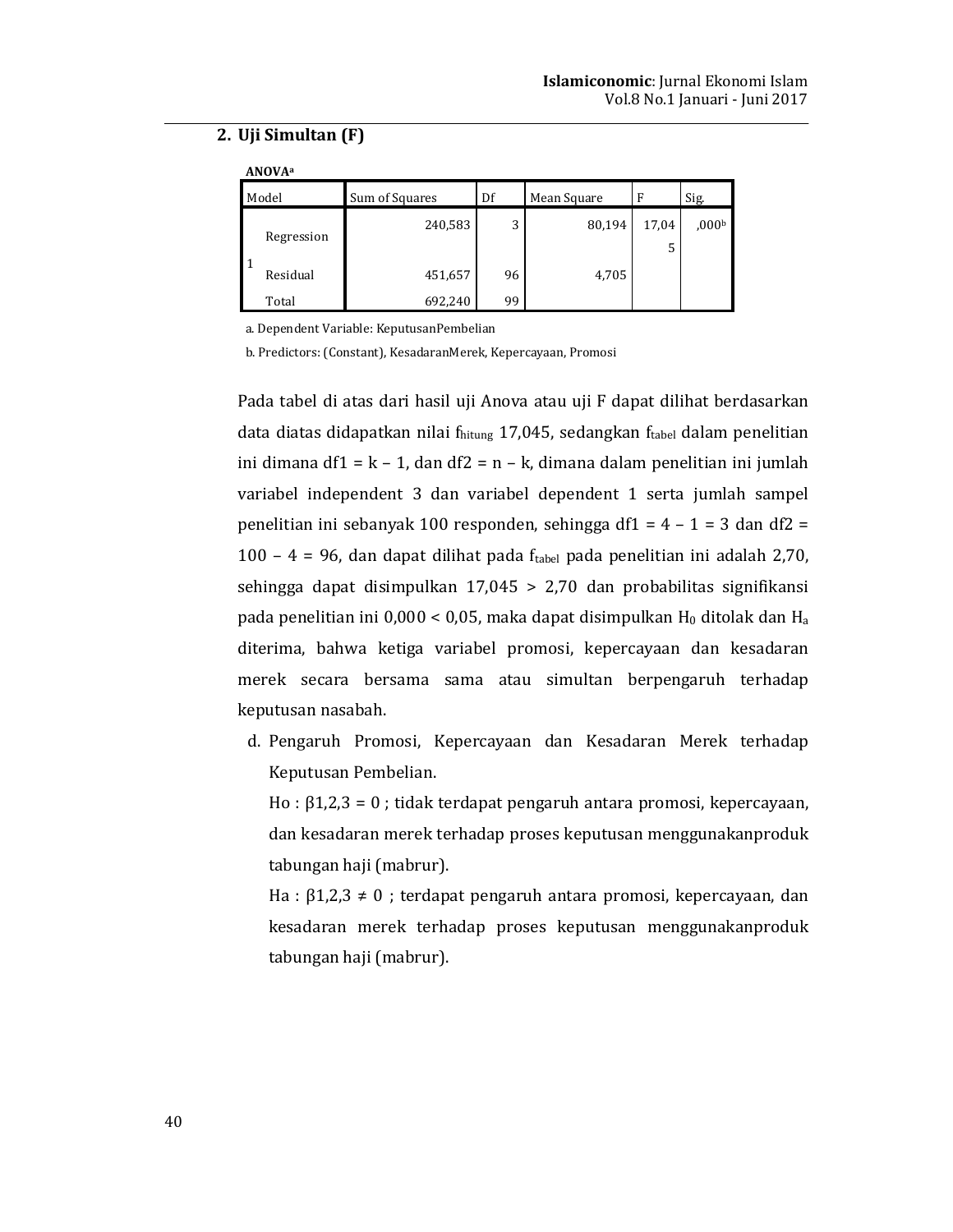## 2. Uji Simultan (F)

**ANOVA**[a]

| Model | | Sum of Squares | Df | Mean Square | F | Sig. |
|---|---|---|---|---|---|---|
| 1 | Regression | 240,583 | 3 | 80,194 | 17,045 | ,000[b] |
| | Residual | 451,657 | 96 | 4,705 | | |
| | Total | 692,240 | 99 | | | |

a. Dependent Variable: KeputusanPembelian

b. Predictors: (Constant), KesadaranMerek, Kepercayaan, Promosi

Pada tabel di atas dari hasil uji Anova atau uji F dapat dilihat berdasarkan data diatas didapatkan nilai $f_{hitung}$ 17,045, sedangkan $f_{tabel}$ dalam penelitian ini dimana df1 = k – 1, dan df2 = n – k, dimana dalam penelitian ini jumlah variabel independent 3 dan variabel dependent 1 serta jumlah sampel penelitian ini sebanyak 100 responden, sehingga df1 = 4 – 1 = 3 dan df2 = 100 – 4 = 96, dan dapat dilihat pada $f_{tabel}$ pada penelitian ini adalah 2,70, sehingga dapat disimpulkan 17,045 > 2,70 dan probabilitas signifikansi pada penelitian ini 0,000 < 0,05, maka dapat disimpulkan $H_0$ ditolak dan $H_a$ diterima, bahwa ketiga variabel promosi, kepercayaan dan kesadaran merek secara bersama sama atau simultan berpengaruh terhadap keputusan nasabah.

d. Pengaruh Promosi, Kepercayaan dan Kesadaran Merek terhadap Keputusan Pembelian.

Ho : $\beta 1,2,3 = 0$ ; tidak terdapat pengaruh antara promosi, kepercayaan, dan kesadaran merek terhadap proses keputusan menggunakanproduk tabungan haji (mabrur).

Ha : $\beta 1,2,3 \neq 0$ ; terdapat pengaruh antara promosi, kepercayaan, dan kesadaran merek terhadap proses keputusan menggunakanproduk tabungan haji (mabrur).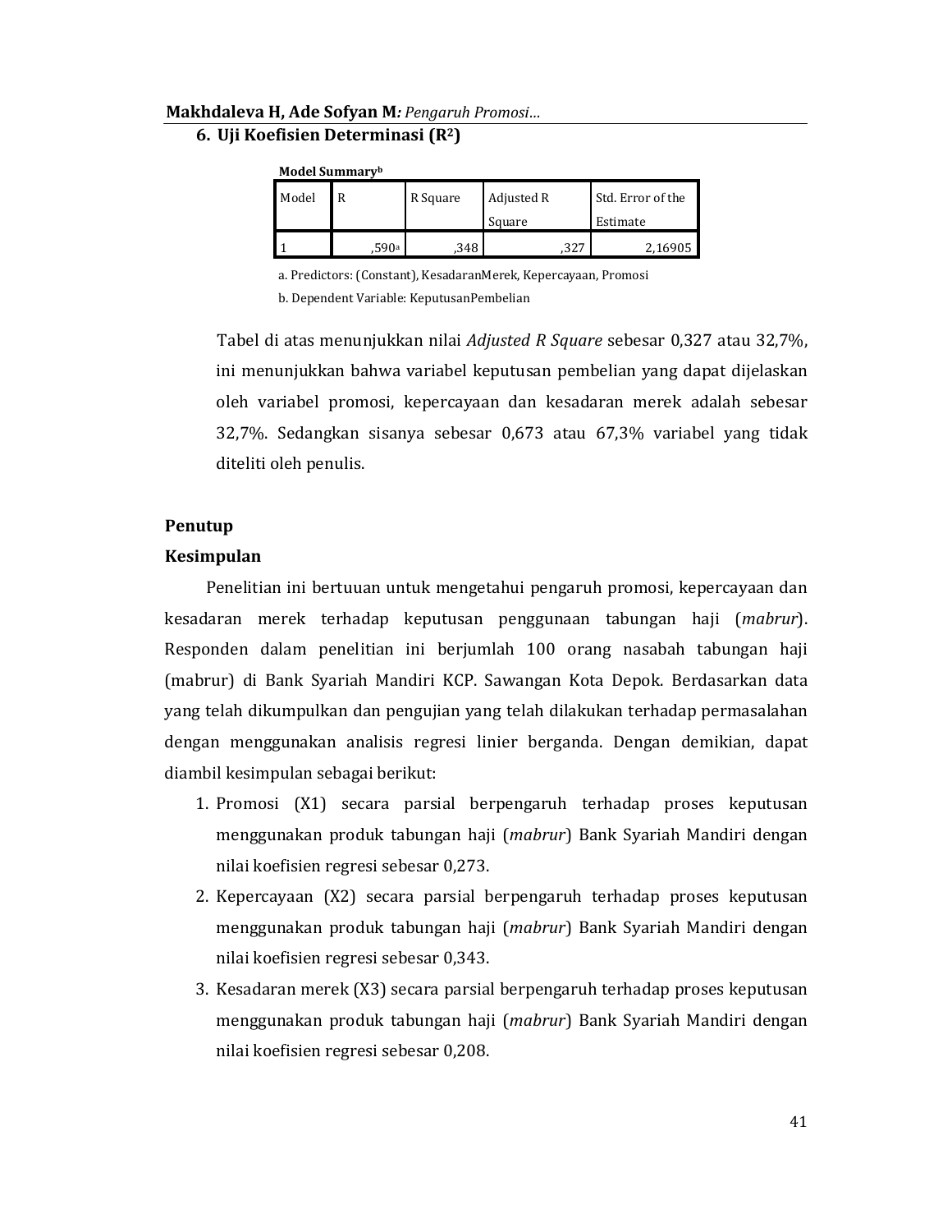### 6. Uji Koefisien Determinasi ($R^2$)

**Model Summary**[b]

| Model | R | R Square | Adjusted R Square | Std. Error of the Estimate |
|---|---|---|---|---|
| 1 | ,590[a] | ,348 | ,327 | 2,16905 |

a. Predictors: (Constant), KesadaranMerek, Kepercayaan, Promosi

b. Dependent Variable: KeputusanPembelian

Tabel di atas menunjukkan nilai *Adjusted R Square* sebesar 0,327 atau 32,7%, ini menunjukkan bahwa variabel keputusan pembelian yang dapat dijelaskan oleh variabel promosi, kepercayaan dan kesadaran merek adalah sebesar 32,7%. Sedangkan sisanya sebesar 0,673 atau 67,3% variabel yang tidak diteliti oleh penulis.

## Penutup

### Kesimpulan

Penelitian ini bertuuan untuk mengetahui pengaruh promosi, kepercayaan dan kesadaran merek terhadap keputusan penggunaan tabungan haji (*mabrur*). Responden dalam penelitian ini berjumlah 100 orang nasabah tabungan haji (mabrur) di Bank Syariah Mandiri KCP. Sawangan Kota Depok. Berdasarkan data yang telah dikumpulkan dan pengujian yang telah dilakukan terhadap permasalahan dengan menggunakan analisis regresi linier berganda. Dengan demikian, dapat diambil kesimpulan sebagai berikut:

1. Promosi (X1) secara parsial berpengaruh terhadap proses keputusan menggunakan produk tabungan haji (*mabrur*) Bank Syariah Mandiri dengan nilai koefisien regresi sebesar 0,273.
2. Kepercayaan (X2) secara parsial berpengaruh terhadap proses keputusan menggunakan produk tabungan haji (*mabrur*) Bank Syariah Mandiri dengan nilai koefisien regresi sebesar 0,343.
3. Kesadaran merek (X3) secara parsial berpengaruh terhadap proses keputusan menggunakan produk tabungan haji (*mabrur*) Bank Syariah Mandiri dengan nilai koefisien regresi sebesar 0,208.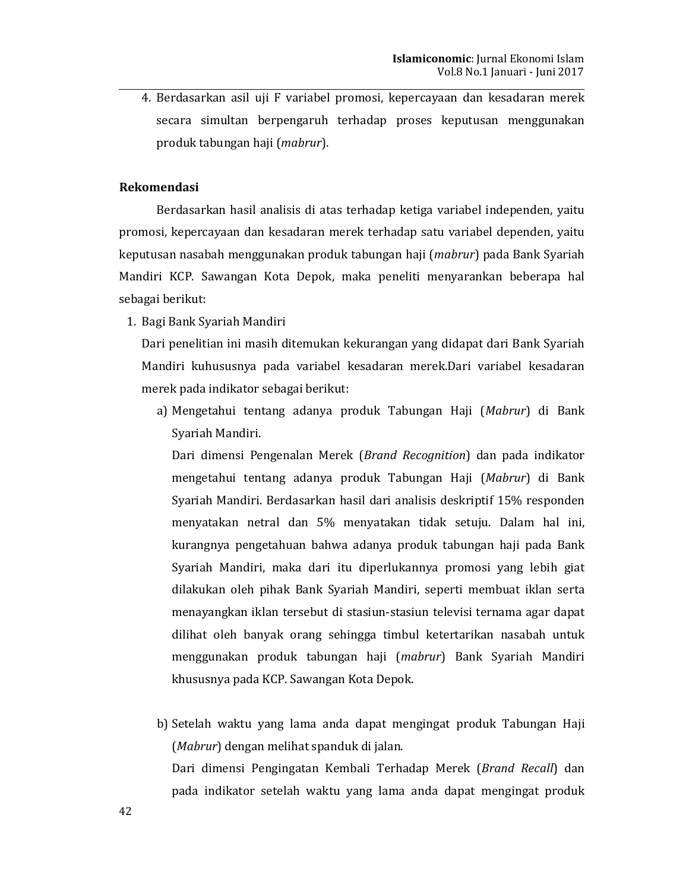4. Berdasarkan asil uji F variabel promosi, kepercayaan dan kesadaran merek secara simultan berpengaruh terhadap proses keputusan menggunakan produk tabungan haji (*mabrur*).

**Rekomendasi**

Berdasarkan hasil analisis di atas terhadap ketiga variabel independen, yaitu promosi, kepercayaan dan kesadaran merek terhadap satu variabel dependen, yaitu keputusan nasabah menggunakan produk tabungan haji (*mabrur*) pada Bank Syariah Mandiri KCP. Sawangan Kota Depok, maka peneliti menyarankan beberapa hal sebagai berikut:

1. Bagi Bank Syariah Mandiri

   Dari penelitian ini masih ditemukan kekurangan yang didapat dari Bank Syariah Mandiri kuhusus­nya pada variabel kesadaran merek.Dari variabel kesadaran merek pada indikator sebagai berikut:

   a) Mengetahui tentang adanya produk Tabungan Haji (*Mabrur*) di Bank Syariah Mandiri.

      Dari dimensi Pengenalan Merek (*Brand Recognition*) dan pada indikator mengetahui tentang adanya produk Tabungan Haji (*Mabrur*) di Bank Syariah Mandiri. Berdasarkan hasil dari analisis deskriptif 15% responden menyatakan netral dan 5% menyatakan tidak setuju. Dalam hal ini, kurangnya pengetahuan bahwa adanya produk tabungan haji pada Bank Syariah Mandiri, maka dari itu diperlukannya promosi yang lebih giat dilakukan oleh pihak Bank Syariah Mandiri, seperti membuat iklan serta menayangkan iklan tersebut di stasiun-stasiun televisi ternama agar dapat dilihat oleh banyak orang sehingga timbul ketertarikan nasabah untuk menggunakan produk tabungan haji (*mabrur*) Bank Syariah Mandiri khususnya pada KCP. Sawangan Kota Depok.

   b) Setelah waktu yang lama anda dapat mengingat produk Tabungan Haji (*Mabrur*) dengan melihat spanduk di jalan.

      Dari dimensi Pengingatan Kembali Terhadap Merek (*Brand Recall*) dan pada indikator setelah waktu yang lama anda dapat mengingat produk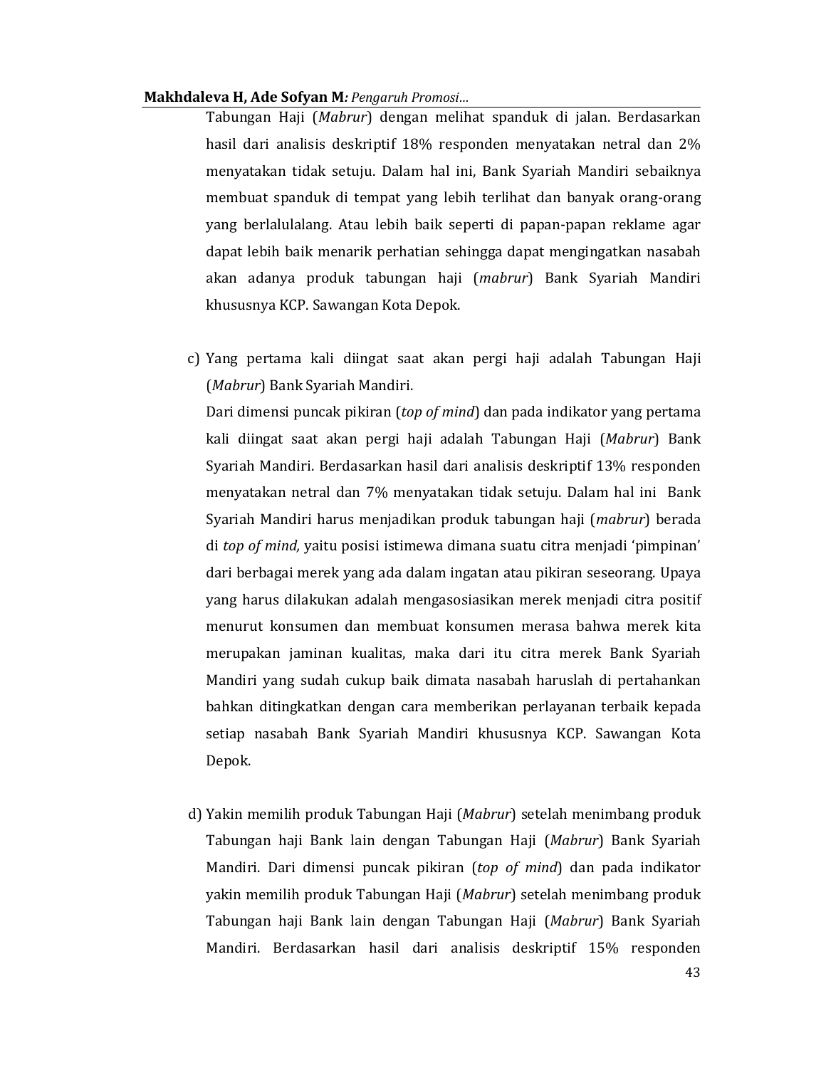Tabungan Haji (*Mabrur*) dengan melihat spanduk di jalan. Berdasarkan hasil dari analisis deskriptif 18% responden menyatakan netral dan 2% menyatakan tidak setuju. Dalam hal ini, Bank Syariah Mandiri sebaiknya membuat spanduk di tempat yang lebih terlihat dan banyak orang-orang yang berlalulalang. Atau lebih baik seperti di papan-papan reklame agar dapat lebih baik menarik perhatian sehingga dapat mengingatkan nasabah akan adanya produk tabungan haji (*mabrur*) Bank Syariah Mandiri khususnya KCP. Sawangan Kota Depok.

c) Yang pertama kali diingat saat akan pergi haji adalah Tabungan Haji (*Mabrur*) Bank Syariah Mandiri.

   Dari dimensi puncak pikiran (*top of mind*) dan pada indikator yang pertama kali diingat saat akan pergi haji adalah Tabungan Haji (*Mabrur*) Bank Syariah Mandiri. Berdasarkan hasil dari analisis deskriptif 13% responden menyatakan netral dan 7% menyatakan tidak setuju. Dalam hal ini Bank Syariah Mandiri harus menjadikan produk tabungan haji (*mabrur*) berada di *top of mind,* yaitu posisi istimewa dimana suatu citra menjadi 'pimpinan' dari berbagai merek yang ada dalam ingatan atau pikiran seseorang. Upaya yang harus dilakukan adalah mengasosiasikan merek menjadi citra positif menurut konsumen dan membuat konsumen merasa bahwa merek kita merupakan jaminan kualitas, maka dari itu citra merek Bank Syariah Mandiri yang sudah cukup baik dimata nasabah haruslah di pertahankan bahkan ditingkatkan dengan cara memberikan perlayanan terbaik kepada setiap nasabah Bank Syariah Mandiri khususnya KCP. Sawangan Kota Depok.

d) Yakin memilih produk Tabungan Haji (*Mabrur*) setelah menimbang produk Tabungan haji Bank lain dengan Tabungan Haji (*Mabrur*) Bank Syariah Mandiri. Dari dimensi puncak pikiran (*top of mind*) dan pada indikator yakin memilih produk Tabungan Haji (*Mabrur*) setelah menimbang produk Tabungan haji Bank lain dengan Tabungan Haji (*Mabrur*) Bank Syariah Mandiri. Berdasarkan hasil dari analisis deskriptif 15% responden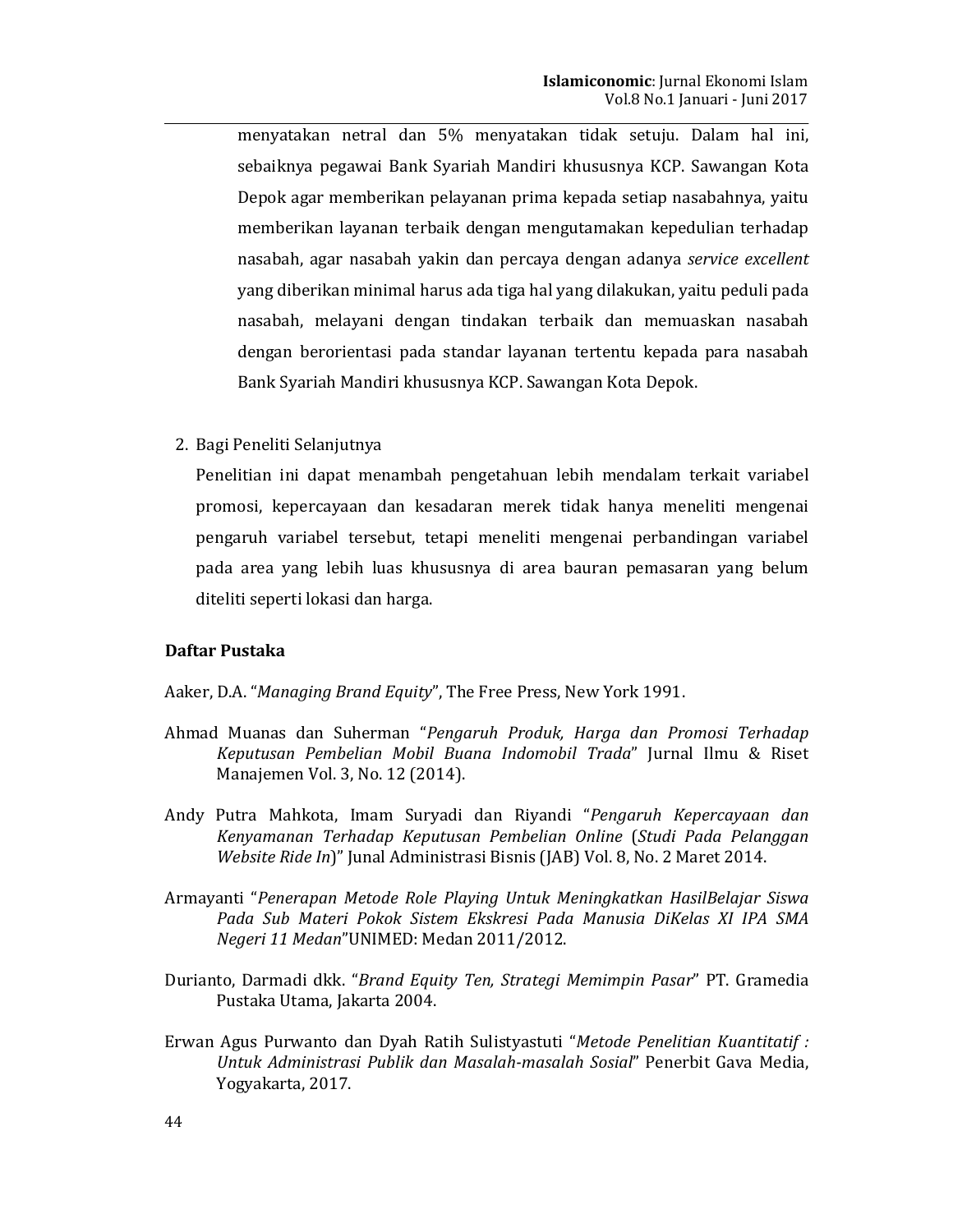menyatakan netral dan 5% menyatakan tidak setuju. Dalam hal ini, sebaiknya pegawai Bank Syariah Mandiri khususnya KCP. Sawangan Kota Depok agar memberikan pelayanan prima kepada setiap nasabahnya, yaitu memberikan layanan terbaik dengan mengutamakan kepedulian terhadap nasabah, agar nasabah yakin dan percaya dengan adanya *service excellent* yang diberikan minimal harus ada tiga hal yang dilakukan, yaitu peduli pada nasabah, melayani dengan tindakan terbaik dan memuaskan nasabah dengan berorientasi pada standar layanan tertentu kepada para nasabah Bank Syariah Mandiri khususnya KCP. Sawangan Kota Depok.

2. Bagi Peneliti Selanjutnya

   Penelitian ini dapat menambah pengetahuan lebih mendalam terkait variabel promosi, kepercayaan dan kesadaran merek tidak hanya meneliti mengenai pengaruh variabel tersebut, tetapi meneliti mengenai perbandingan variabel pada area yang lebih luas khususnya di area bauran pemasaran yang belum diteliti seperti lokasi dan harga.

## Daftar Pustaka

Aaker, D.A. "*Managing Brand Equity*", The Free Press, New York 1991.

Ahmad Muanas dan Suherman "*Pengaruh Produk, Harga dan Promosi Terhadap Keputusan Pembelian Mobil Buana Indomobil Trada*" Jurnal Ilmu & Riset Manajemen Vol. 3, No. 12 (2014).

Andy Putra Mahkota, Imam Suryadi dan Riyandi "*Pengaruh Kepercayaan dan Kenyamanan Terhadap Keputusan Pembelian Online* (*Studi Pada Pelanggan Website Ride In*)" Junal Administrasi Bisnis (JAB) Vol. 8, No. 2 Maret 2014.

Armayanti "*Penerapan Metode Role Playing Untuk Meningkatkan HasilBelajar Siswa Pada Sub Materi Pokok Sistem Ekskresi Pada Manusia DiKelas XI IPA SMA Negeri 11 Medan*"UNIMED: Medan 2011/2012.

Durianto, Darmadi dkk. "*Brand Equity Ten, Strategi Memimpin Pasar*" PT. Gramedia Pustaka Utama, Jakarta 2004.

Erwan Agus Purwanto dan Dyah Ratih Sulistyastuti "*Metode Penelitian Kuantitatif : Untuk Administrasi Publik dan Masalah-masalah Sosial*" Penerbit Gava Media, Yogyakarta, 2017.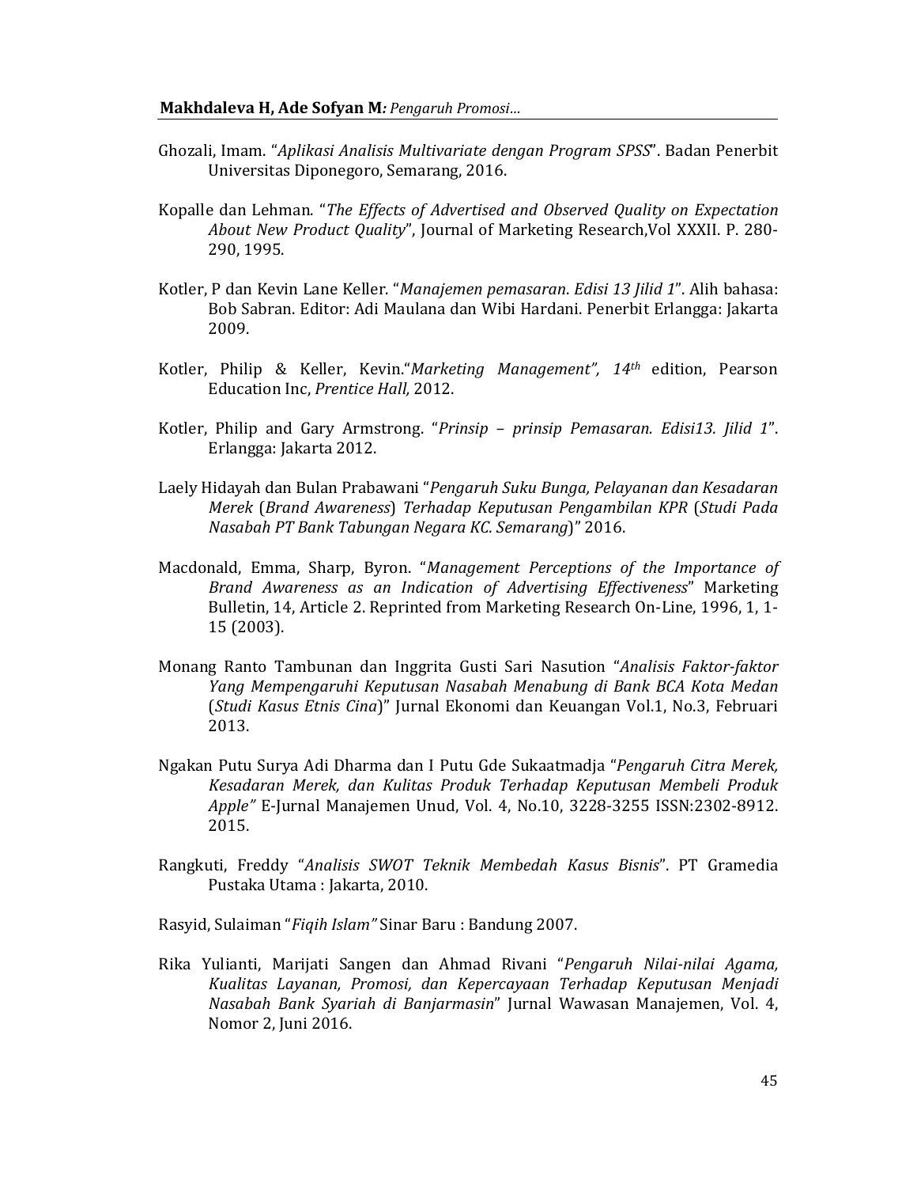Ghozali, Imam. "*Aplikasi Analisis Multivariate dengan Program SPSS*". Badan Penerbit Universitas Diponegoro, Semarang, 2016.

Kopalle dan Lehman. "*The Effects of Advertised and Observed Quality on Expectation About New Product Quality*", Journal of Marketing Research,Vol XXXII. P. 280-290, 1995.

Kotler, P dan Kevin Lane Keller. "*Manajemen pemasaran. Edisi 13 Jilid 1*". Alih bahasa: Bob Sabran. Editor: Adi Maulana dan Wibi Hardani. Penerbit Erlangga: Jakarta 2009.

Kotler, Philip & Keller, Kevin."*Marketing Management", 14th* edition, Pearson Education Inc, *Prentice Hall,* 2012.

Kotler, Philip and Gary Armstrong. "*Prinsip – prinsip Pemasaran. Edisi13. Jilid 1*". Erlangga: Jakarta 2012.

Laely Hidayah dan Bulan Prabawani "*Pengaruh Suku Bunga, Pelayanan dan Kesadaran Merek* (*Brand Awareness*) *Terhadap Keputusan Pengambilan KPR* (*Studi Pada Nasabah PT Bank Tabungan Negara KC. Semarang*)" 2016.

Macdonald, Emma, Sharp, Byron. "*Management Perceptions of the Importance of Brand Awareness as an Indication of Advertising Effectiveness*" Marketing Bulletin, 14, Article 2. Reprinted from Marketing Research On-Line, 1996, 1, 1-15 (2003).

Monang Ranto Tambunan dan Inggrita Gusti Sari Nasution "*Analisis Faktor-faktor Yang Mempengaruhi Keputusan Nasabah Menabung di Bank BCA Kota Medan* (*Studi Kasus Etnis Cina*)" Jurnal Ekonomi dan Keuangan Vol.1, No.3, Februari 2013.

Ngakan Putu Surya Adi Dharma dan I Putu Gde Sukaatmadja "*Pengaruh Citra Merek, Kesadaran Merek, dan Kulitas Produk Terhadap Keputusan Membeli Produk Apple"* E-Jurnal Manajemen Unud, Vol. 4, No.10, 3228-3255 ISSN:2302-8912. 2015.

Rangkuti, Freddy "*Analisis SWOT Teknik Membedah Kasus Bisnis*". PT Gramedia Pustaka Utama : Jakarta, 2010.

Rasyid, Sulaiman "*Fiqih Islam"* Sinar Baru : Bandung 2007.

Rika Yulianti, Marijati Sangen dan Ahmad Rivani "*Pengaruh Nilai-nilai Agama, Kualitas Layanan, Promosi, dan Kepercayaan Terhadap Keputusan Menjadi Nasabah Bank Syariah di Banjarmasin*" Jurnal Wawasan Manajemen, Vol. 4, Nomor 2, Juni 2016.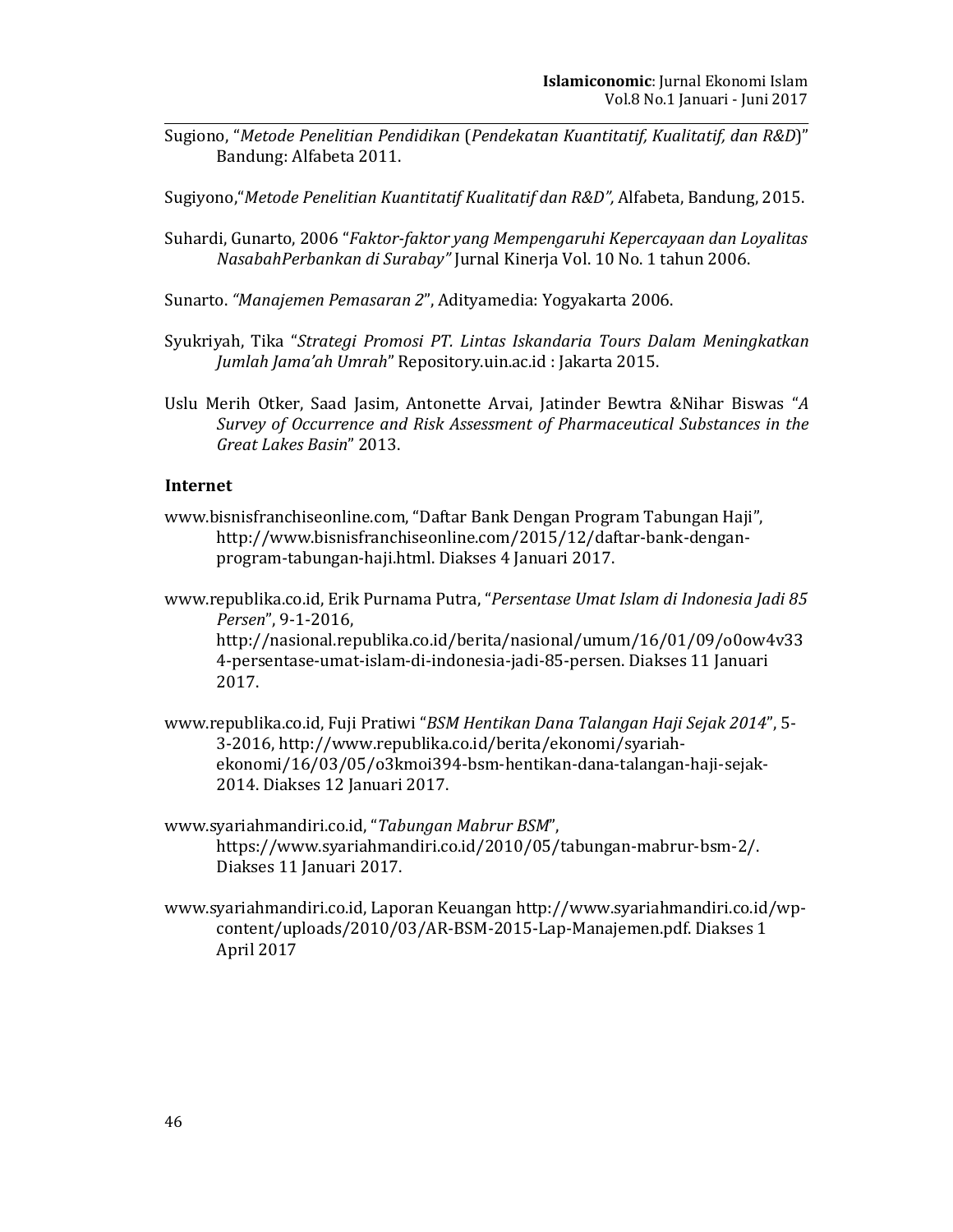Sugiono, "*Metode Penelitian Pendidikan* (*Pendekatan Kuantitatif, Kualitatif, dan R&D*)" Bandung: Alfabeta 2011.

Sugiyono,"*Metode Penelitian Kuantitatif Kualitatif dan R&D",* Alfabeta, Bandung, 2015.

Suhardi, Gunarto, 2006 "*Faktor-faktor yang Mempengaruhi Kepercayaan dan Loyalitas NasabahPerbankan di Surabay"* Jurnal Kinerja Vol. 10 No. 1 tahun 2006.

Sunarto. *"Manajemen Pemasaran 2*", Adityamedia: Yogyakarta 2006.

Syukriyah, Tika "*Strategi Promosi PT. Lintas Iskandaria Tours Dalam Meningkatkan Jumlah Jama'ah Umrah*" Repository.uin.ac.id : Jakarta 2015.

Uslu Merih Otker, Saad Jasim, Antonette Arvai, Jatinder Bewtra &Nihar Biswas "*A Survey of Occurrence and Risk Assessment of Pharmaceutical Substances in the Great Lakes Basin*" 2013.

### Internet

www.bisnisfranchiseonline.com, "Daftar Bank Dengan Program Tabungan Haji", http://www.bisnisfranchiseonline.com/2015/12/daftar-bank-dengan-program-tabungan-haji.html. Diakses 4 Januari 2017.

www.republika.co.id, Erik Purnama Putra, "*Persentase Umat Islam di Indonesia Jadi 85 Persen*", 9-1-2016, http://nasional.republika.co.id/berita/nasional/umum/16/01/09/o0ow4v334-persentase-umat-islam-di-indonesia-jadi-85-persen. Diakses 11 Januari 2017.

www.republika.co.id, Fuji Pratiwi "*BSM Hentikan Dana Talangan Haji Sejak 2014*", 5-3-2016, http://www.republika.co.id/berita/ekonomi/syariah-ekonomi/16/03/05/o3kmoi394-bsm-hentikan-dana-talangan-haji-sejak-2014. Diakses 12 Januari 2017.

www.syariahmandiri.co.id, "*Tabungan Mabrur BSM*", https://www.syariahmandiri.co.id/2010/05/tabungan-mabrur-bsm-2/. Diakses 11 Januari 2017.

www.syariahmandiri.co.id, Laporan Keuangan http://www.syariahmandiri.co.id/wp-content/uploads/2010/03/AR-BSM-2015-Lap-Manajemen.pdf. Diakses 1 April 2017